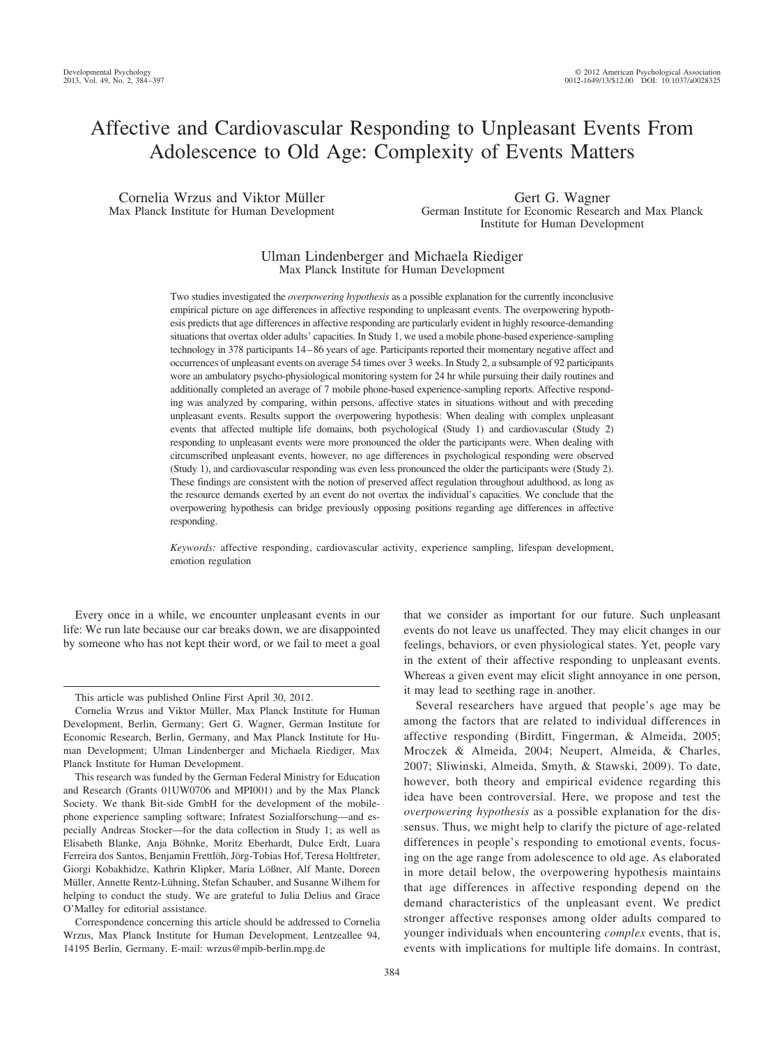# Affective and Cardiovascular Responding to Unpleasant Events From Adolescence to Old Age: Complexity of Events Matters

Cornelia Wrzus and Viktor Müller
Max Planck Institute for Human Development

Gert G. Wagner
German Institute for Economic Research and Max Planck Institute for Human Development

Ulman Lindenberger and Michaela Riediger
Max Planck Institute for Human Development

Two studies investigated the *overpowering hypothesis* as a possible explanation for the currently inconclusive empirical picture on age differences in affective responding to unpleasant events. The overpowering hypothesis predicts that age differences in affective responding are particularly evident in highly resource-demanding situations that overtax older adults' capacities. In Study 1, we used a mobile phone-based experience-sampling technology in 378 participants 14–86 years of age. Participants reported their momentary negative affect and occurrences of unpleasant events on average 54 times over 3 weeks. In Study 2, a subsample of 92 participants wore an ambulatory psycho-physiological monitoring system for 24 hr while pursuing their daily routines and additionally completed an average of 7 mobile phone-based experience-sampling reports. Affective responding was analyzed by comparing, within persons, affective states in situations without and with preceding unpleasant events. Results support the overpowering hypothesis: When dealing with complex unpleasant events that affected multiple life domains, both psychological (Study 1) and cardiovascular (Study 2) responding to unpleasant events were more pronounced the older the participants were. When dealing with circumscribed unpleasant events, however, no age differences in psychological responding were observed (Study 1), and cardiovascular responding was even less pronounced the older the participants were (Study 2). These findings are consistent with the notion of preserved affect regulation throughout adulthood, as long as the resource demands exerted by an event do not overtax the individual's capacities. We conclude that the overpowering hypothesis can bridge previously opposing positions regarding age differences in affective responding.

*Keywords:* affective responding, cardiovascular activity, experience sampling, lifespan development, emotion regulation

Every once in a while, we encounter unpleasant events in our life: We run late because our car breaks down, we are disappointed by someone who has not kept their word, or we fail to meet a goal that we consider as important for our future. Such unpleasant events do not leave us unaffected. They may elicit changes in our feelings, behaviors, or even physiological states. Yet, people vary in the extent of their affective responding to unpleasant events. Whereas a given event may elicit slight annoyance in one person, it may lead to seething rage in another.

Several researchers have argued that people's age may be among the factors that are related to individual differences in affective responding (Birditt, Fingerman, & Almeida, 2005; Mroczek & Almeida, 2004; Neupert, Almeida, & Charles, 2007; Sliwinski, Almeida, Smyth, & Stawski, 2009). To date, however, both theory and empirical evidence regarding this idea have been controversial. Here, we propose and test the *overpowering hypothesis* as a possible explanation for the dissensus. Thus, we might help to clarify the picture of age-related differences in people's responding to emotional events, focusing on the age range from adolescence to old age. As elaborated in more detail below, the overpowering hypothesis maintains that age differences in affective responding depend on the demand characteristics of the unpleasant event. We predict stronger affective responses among older adults compared to younger individuals when encountering *complex* events, that is, events with implications for multiple life domains. In contrast,

---

This article was published Online First April 30, 2012.

Cornelia Wrzus and Viktor Müller, Max Planck Institute for Human Development, Berlin, Germany; Gert G. Wagner, German Institute for Economic Research, Berlin, Germany, and Max Planck Institute for Human Development; Ulman Lindenberger and Michaela Riediger, Max Planck Institute for Human Development.

This research was funded by the German Federal Ministry for Education and Research (Grants 01UW0706 and MPI001) and by the Max Planck Society. We thank Bit-side GmbH for the development of the mobile-phone experience sampling software; Infratest Sozialforschung—and especially Andreas Stocker—for the data collection in Study 1; as well as Elisabeth Blanke, Anja Böhnke, Moritz Eberhardt, Dulce Erdt, Luara Ferreira dos Santos, Benjamin Frettlöh, Jörg-Tobias Hof, Teresa Holtfreter, Giorgi Kobakhidze, Kathrin Klipker, Maria Lößner, Alf Mante, Doreen Müller, Annette Rentz-Lühning, Stefan Schauber, and Susanne Wilhem for helping to conduct the study. We are grateful to Julia Delius and Grace O'Malley for editorial assistance.

Correspondence concerning this article should be addressed to Cornelia Wrzus, Max Planck Institute for Human Development, Lentzeallee 94, 14195 Berlin, Germany. E-mail: wrzus@mpib-berlin.mpg.de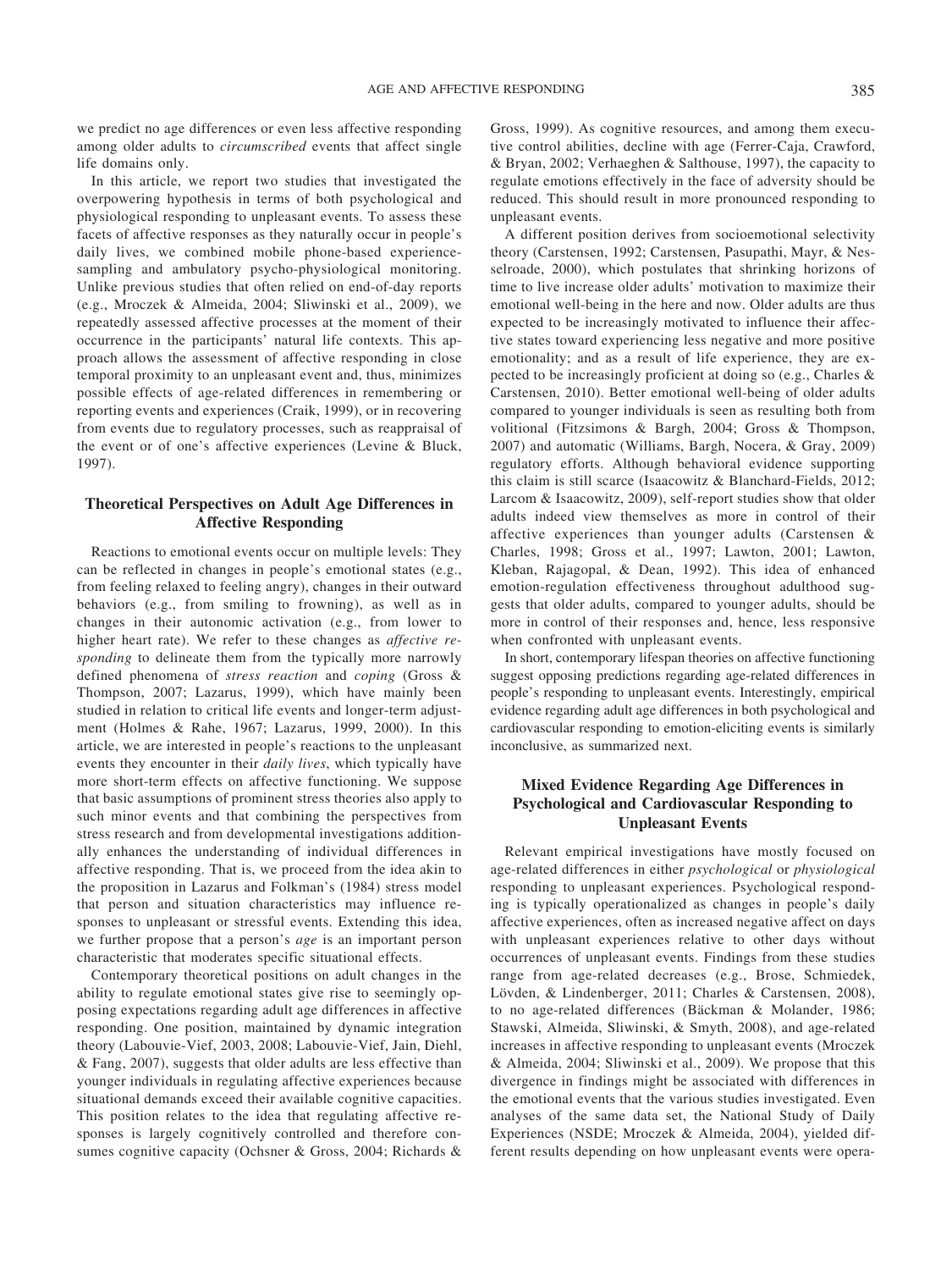we predict no age differences or even less affective responding among older adults to *circumscribed* events that affect single life domains only.

In this article, we report two studies that investigated the overpowering hypothesis in terms of both psychological and physiological responding to unpleasant events. To assess these facets of affective responses as they naturally occur in people's daily lives, we combined mobile phone-based experience-sampling and ambulatory psycho-physiological monitoring. Unlike previous studies that often relied on end-of-day reports (e.g., Mroczek & Almeida, 2004; Sliwinski et al., 2009), we repeatedly assessed affective processes at the moment of their occurrence in the participants' natural life contexts. This approach allows the assessment of affective responding in close temporal proximity to an unpleasant event and, thus, minimizes possible effects of age-related differences in remembering or reporting events and experiences (Craik, 1999), or in recovering from events due to regulatory processes, such as reappraisal of the event or of one's affective experiences (Levine & Bluck, 1997).

## Theoretical Perspectives on Adult Age Differences in Affective Responding

Reactions to emotional events occur on multiple levels: They can be reflected in changes in people's emotional states (e.g., from feeling relaxed to feeling angry), changes in their outward behaviors (e.g., from smiling to frowning), as well as in changes in their autonomic activation (e.g., from lower to higher heart rate). We refer to these changes as *affective responding* to delineate them from the typically more narrowly defined phenomena of *stress reaction* and *coping* (Gross & Thompson, 2007; Lazarus, 1999), which have mainly been studied in relation to critical life events and longer-term adjustment (Holmes & Rahe, 1967; Lazarus, 1999, 2000). In this article, we are interested in people's reactions to the unpleasant events they encounter in their *daily lives*, which typically have more short-term effects on affective functioning. We suppose that basic assumptions of prominent stress theories also apply to such minor events and that combining the perspectives from stress research and from developmental investigations additionally enhances the understanding of individual differences in affective responding. That is, we proceed from the idea akin to the proposition in Lazarus and Folkman's (1984) stress model that person and situation characteristics may influence responses to unpleasant or stressful events. Extending this idea, we further propose that a person's *age* is an important person characteristic that moderates specific situational effects.

Contemporary theoretical positions on adult changes in the ability to regulate emotional states give rise to seemingly opposing expectations regarding adult age differences in affective responding. One position, maintained by dynamic integration theory (Labouvie-Vief, 2003, 2008; Labouvie-Vief, Jain, Diehl, & Fang, 2007), suggests that older adults are less effective than younger individuals in regulating affective experiences because situational demands exceed their available cognitive capacities. This position relates to the idea that regulating affective responses is largely cognitively controlled and therefore consumes cognitive capacity (Ochsner & Gross, 2004; Richards & Gross, 1999). As cognitive resources, and among them executive control abilities, decline with age (Ferrer-Caja, Crawford, & Bryan, 2002; Verhaeghen & Salthouse, 1997), the capacity to regulate emotions effectively in the face of adversity should be reduced. This should result in more pronounced responding to unpleasant events.

A different position derives from socioemotional selectivity theory (Carstensen, 1992; Carstensen, Pasupathi, Mayr, & Nesselroade, 2000), which postulates that shrinking horizons of time to live increase older adults' motivation to maximize their emotional well-being in the here and now. Older adults are thus expected to be increasingly motivated to influence their affective states toward experiencing less negative and more positive emotionality; and as a result of life experience, they are expected to be increasingly proficient at doing so (e.g., Charles & Carstensen, 2010). Better emotional well-being of older adults compared to younger individuals is seen as resulting both from volitional (Fitzsimons & Bargh, 2004; Gross & Thompson, 2007) and automatic (Williams, Bargh, Nocera, & Gray, 2009) regulatory efforts. Although behavioral evidence supporting this claim is still scarce (Isaacowitz & Blanchard-Fields, 2012; Larcom & Isaacowitz, 2009), self-report studies show that older adults indeed view themselves as more in control of their affective experiences than younger adults (Carstensen & Charles, 1998; Gross et al., 1997; Lawton, 2001; Lawton, Kleban, Rajagopal, & Dean, 1992). This idea of enhanced emotion-regulation effectiveness throughout adulthood suggests that older adults, compared to younger adults, should be more in control of their responses and, hence, less responsive when confronted with unpleasant events.

In short, contemporary lifespan theories on affective functioning suggest opposing predictions regarding age-related differences in people's responding to unpleasant events. Interestingly, empirical evidence regarding adult age differences in both psychological and cardiovascular responding to emotion-eliciting events is similarly inconclusive, as summarized next.

## Mixed Evidence Regarding Age Differences in Psychological and Cardiovascular Responding to Unpleasant Events

Relevant empirical investigations have mostly focused on age-related differences in either *psychological* or *physiological* responding to unpleasant experiences. Psychological responding is typically operationalized as changes in people's daily affective experiences, often as increased negative affect on days with unpleasant experiences relative to other days without occurrences of unpleasant events. Findings from these studies range from age-related decreases (e.g., Brose, Schmiedek, Lövden, & Lindenberger, 2011; Charles & Carstensen, 2008), to no age-related differences (Bäckman & Molander, 1986; Stawski, Almeida, Sliwinski, & Smyth, 2008), and age-related increases in affective responding to unpleasant events (Mroczek & Almeida, 2004; Sliwinski et al., 2009). We propose that this divergence in findings might be associated with differences in the emotional events that the various studies investigated. Even analyses of the same data set, the National Study of Daily Experiences (NSDE; Mroczek & Almeida, 2004), yielded different results depending on how unpleasant events were opera-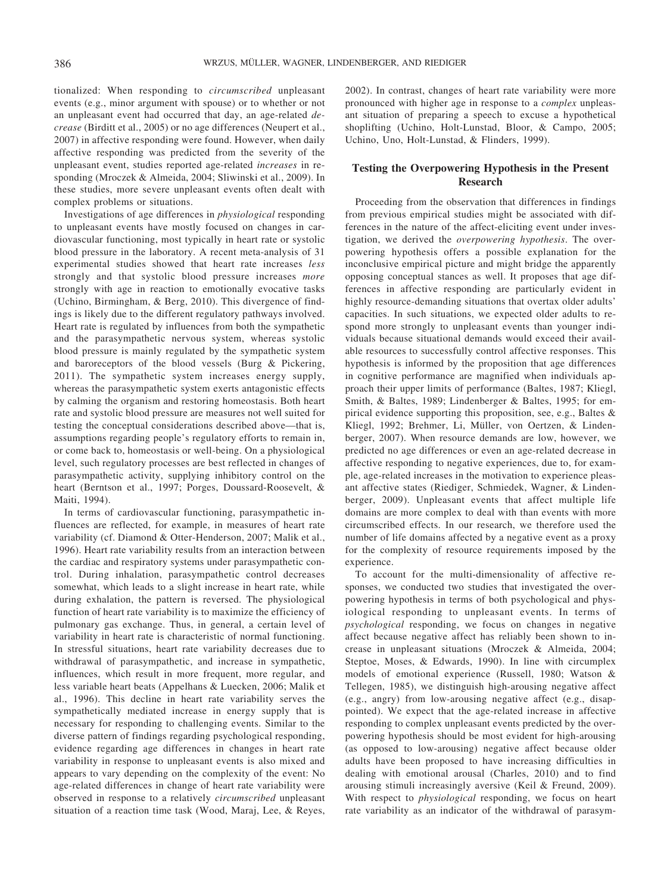tionalized: When responding to *circumscribed* unpleasant events (e.g., minor argument with spouse) or to whether or not an unpleasant event had occurred that day, an age-related *decrease* (Birditt et al., 2005) or no age differences (Neupert et al., 2007) in affective responding were found. However, when daily affective responding was predicted from the severity of the unpleasant event, studies reported age-related *increases* in responding (Mroczek & Almeida, 2004; Sliwinski et al., 2009). In these studies, more severe unpleasant events often dealt with complex problems or situations.

Investigations of age differences in *physiological* responding to unpleasant events have mostly focused on changes in cardiovascular functioning, most typically in heart rate or systolic blood pressure in the laboratory. A recent meta-analysis of 31 experimental studies showed that heart rate increases *less* strongly and that systolic blood pressure increases *more* strongly with age in reaction to emotionally evocative tasks (Uchino, Birmingham, & Berg, 2010). This divergence of findings is likely due to the different regulatory pathways involved. Heart rate is regulated by influences from both the sympathetic and the parasympathetic nervous system, whereas systolic blood pressure is mainly regulated by the sympathetic system and baroreceptors of the blood vessels (Burg & Pickering, 2011). The sympathetic system increases energy supply, whereas the parasympathetic system exerts antagonistic effects by calming the organism and restoring homeostasis. Both heart rate and systolic blood pressure are measures not well suited for testing the conceptual considerations described above—that is, assumptions regarding people's regulatory efforts to remain in, or come back to, homeostasis or well-being. On a physiological level, such regulatory processes are best reflected in changes of parasympathetic activity, supplying inhibitory control on the heart (Berntson et al., 1997; Porges, Doussard-Roosevelt, & Maiti, 1994).

In terms of cardiovascular functioning, parasympathetic influences are reflected, for example, in measures of heart rate variability (cf. Diamond & Otter-Henderson, 2007; Malik et al., 1996). Heart rate variability results from an interaction between the cardiac and respiratory systems under parasympathetic control. During inhalation, parasympathetic control decreases somewhat, which leads to a slight increase in heart rate, while during exhalation, the pattern is reversed. The physiological function of heart rate variability is to maximize the efficiency of pulmonary gas exchange. Thus, in general, a certain level of variability in heart rate is characteristic of normal functioning. In stressful situations, heart rate variability decreases due to withdrawal of parasympathetic, and increase in sympathetic, influences, which result in more frequent, more regular, and less variable heart beats (Appelhans & Luecken, 2006; Malik et al., 1996). This decline in heart rate variability serves the sympathetically mediated increase in energy supply that is necessary for responding to challenging events. Similar to the diverse pattern of findings regarding psychological responding, evidence regarding age differences in changes in heart rate variability in response to unpleasant events is also mixed and appears to vary depending on the complexity of the event: No age-related differences in change of heart rate variability were observed in response to a relatively *circumscribed* unpleasant situation of a reaction time task (Wood, Maraj, Lee, & Reyes, 2002). In contrast, changes of heart rate variability were more pronounced with higher age in response to a *complex* unpleasant situation of preparing a speech to excuse a hypothetical shoplifting (Uchino, Holt-Lunstad, Bloor, & Campo, 2005; Uchino, Uno, Holt-Lunstad, & Flinders, 1999).

## Testing the Overpowering Hypothesis in the Present Research

Proceeding from the observation that differences in findings from previous empirical studies might be associated with differences in the nature of the affect-eliciting event under investigation, we derived the *overpowering hypothesis*. The overpowering hypothesis offers a possible explanation for the inconclusive empirical picture and might bridge the apparently opposing conceptual stances as well. It proposes that age differences in affective responding are particularly evident in highly resource-demanding situations that overtax older adults' capacities. In such situations, we expected older adults to respond more strongly to unpleasant events than younger individuals because situational demands would exceed their available resources to successfully control affective responses. This hypothesis is informed by the proposition that age differences in cognitive performance are magnified when individuals approach their upper limits of performance (Baltes, 1987; Kliegl, Smith, & Baltes, 1989; Lindenberger & Baltes, 1995; for empirical evidence supporting this proposition, see, e.g., Baltes & Kliegl, 1992; Brehmer, Li, Müller, von Oertzen, & Lindenberger, 2007). When resource demands are low, however, we predicted no age differences or even an age-related decrease in affective responding to negative experiences, due to, for example, age-related increases in the motivation to experience pleasant affective states (Riediger, Schmiedek, Wagner, & Lindenberger, 2009). Unpleasant events that affect multiple life domains are more complex to deal with than events with more circumscribed effects. In our research, we therefore used the number of life domains affected by a negative event as a proxy for the complexity of resource requirements imposed by the experience.

To account for the multi-dimensionality of affective responses, we conducted two studies that investigated the overpowering hypothesis in terms of both psychological and physiological responding to unpleasant events. In terms of *psychological* responding, we focus on changes in negative affect because negative affect has reliably been shown to increase in unpleasant situations (Mroczek & Almeida, 2004; Steptoe, Moses, & Edwards, 1990). In line with circumplex models of emotional experience (Russell, 1980; Watson & Tellegen, 1985), we distinguish high-arousing negative affect (e.g., angry) from low-arousing negative affect (e.g., disappointed). We expect that the age-related increase in affective responding to complex unpleasant events predicted by the overpowering hypothesis should be most evident for high-arousing (as opposed to low-arousing) negative affect because older adults have been proposed to have increasing difficulties in dealing with emotional arousal (Charles, 2010) and to find arousing stimuli increasingly aversive (Keil & Freund, 2009). With respect to *physiological* responding, we focus on heart rate variability as an indicator of the withdrawal of parasym-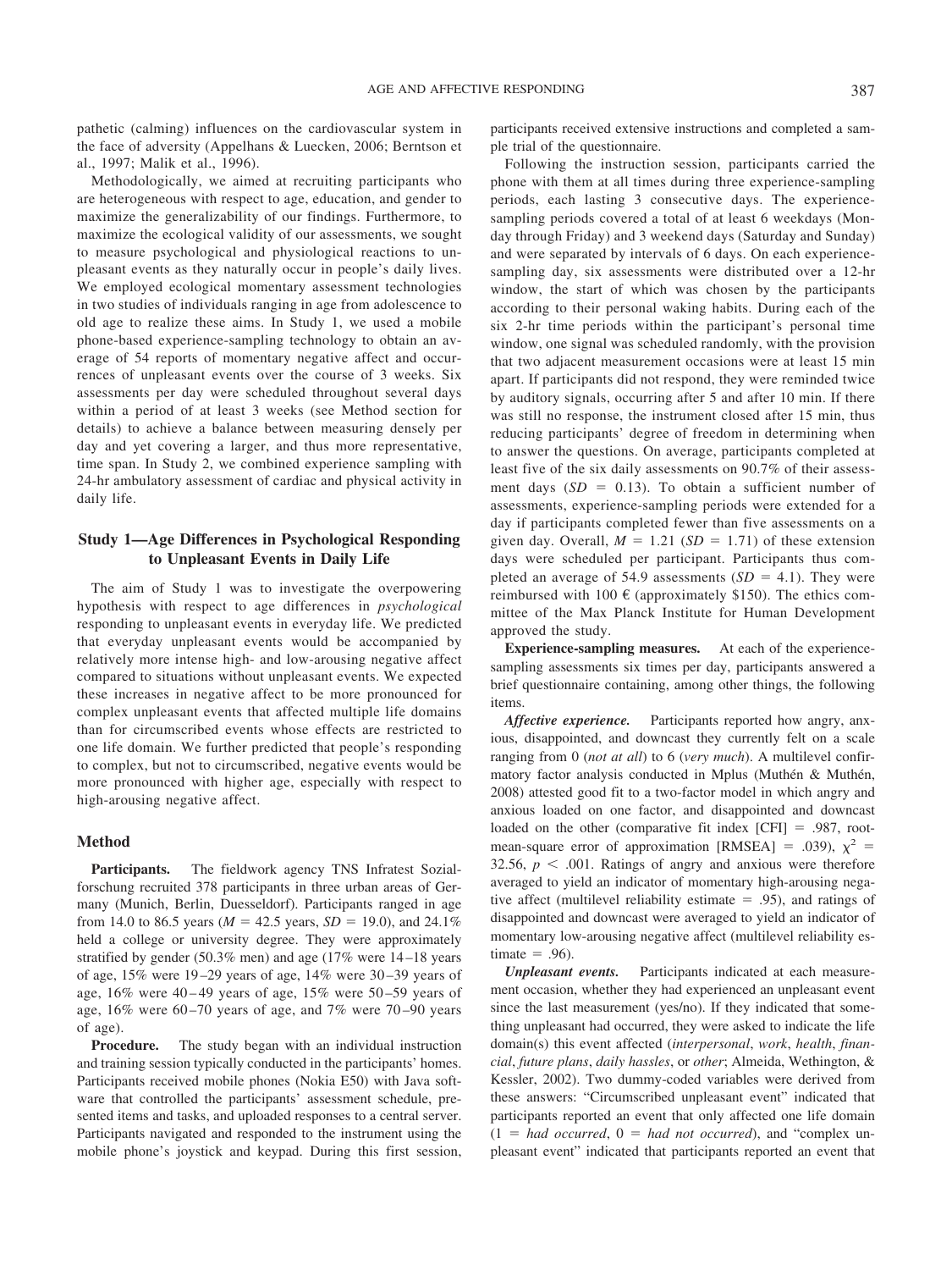pathetic (calming) influences on the cardiovascular system in the face of adversity (Appelhans & Luecken, 2006; Berntson et al., 1997; Malik et al., 1996).

Methodologically, we aimed at recruiting participants who are heterogeneous with respect to age, education, and gender to maximize the generalizability of our findings. Furthermore, to maximize the ecological validity of our assessments, we sought to measure psychological and physiological reactions to unpleasant events as they naturally occur in people's daily lives. We employed ecological momentary assessment technologies in two studies of individuals ranging in age from adolescence to old age to realize these aims. In Study 1, we used a mobile phone-based experience-sampling technology to obtain an average of 54 reports of momentary negative affect and occurrences of unpleasant events over the course of 3 weeks. Six assessments per day were scheduled throughout several days within a period of at least 3 weeks (see Method section for details) to achieve a balance between measuring densely per day and yet covering a larger, and thus more representative, time span. In Study 2, we combined experience sampling with 24-hr ambulatory assessment of cardiac and physical activity in daily life.

## Study 1—Age Differences in Psychological Responding to Unpleasant Events in Daily Life

The aim of Study 1 was to investigate the overpowering hypothesis with respect to age differences in *psychological* responding to unpleasant events in everyday life. We predicted that everyday unpleasant events would be accompanied by relatively more intense high- and low-arousing negative affect compared to situations without unpleasant events. We expected these increases in negative affect to be more pronounced for complex unpleasant events that affected multiple life domains than for circumscribed events whose effects are restricted to one life domain. We further predicted that people's responding to complex, but not to circumscribed, negative events would be more pronounced with higher age, especially with respect to high-arousing negative affect.

### Method

**Participants.** The fieldwork agency TNS Infratest Sozialforschung recruited 378 participants in three urban areas of Germany (Munich, Berlin, Duesseldorf). Participants ranged in age from 14.0 to 86.5 years ($M$ = 42.5 years, $SD$ = 19.0), and 24.1% held a college or university degree. They were approximately stratified by gender (50.3% men) and age (17% were 14–18 years of age, 15% were 19–29 years of age, 14% were 30–39 years of age, 16% were 40–49 years of age, 15% were 50–59 years of age, 16% were 60–70 years of age, and 7% were 70–90 years of age).

**Procedure.** The study began with an individual instruction and training session typically conducted in the participants' homes. Participants received mobile phones (Nokia E50) with Java software that controlled the participants' assessment schedule, presented items and tasks, and uploaded responses to a central server. Participants navigated and responded to the instrument using the mobile phone's joystick and keypad. During this first session, participants received extensive instructions and completed a sample trial of the questionnaire.

Following the instruction session, participants carried the phone with them at all times during three experience-sampling periods, each lasting 3 consecutive days. The experience-sampling periods covered a total of at least 6 weekdays (Monday through Friday) and 3 weekend days (Saturday and Sunday) and were separated by intervals of 6 days. On each experience-sampling day, six assessments were distributed over a 12-hr window, the start of which was chosen by the participants according to their personal waking habits. During each of the six 2-hr time periods within the participant's personal time window, one signal was scheduled randomly, with the provision that two adjacent measurement occasions were at least 15 min apart. If participants did not respond, they were reminded twice by auditory signals, occurring after 5 and after 10 min. If there was still no response, the instrument closed after 15 min, thus reducing participants' degree of freedom in determining when to answer the questions. On average, participants completed at least five of the six daily assessments on 90.7% of their assessment days ($SD$ = 0.13). To obtain a sufficient number of assessments, experience-sampling periods were extended for a day if participants completed fewer than five assessments on a given day. Overall, $M$ = 1.21 ($SD$ = 1.71) of these extension days were scheduled per participant. Participants thus completed an average of 54.9 assessments ($SD$ = 4.1). They were reimbursed with 100 € (approximately $150). The ethics committee of the Max Planck Institute for Human Development approved the study.

**Experience-sampling measures.** At each of the experience-sampling assessments six times per day, participants answered a brief questionnaire containing, among other things, the following items.

***Affective experience.*** Participants reported how angry, anxious, disappointed, and downcast they currently felt on a scale ranging from 0 (*not at all*) to 6 (*very much*). A multilevel confirmatory factor analysis conducted in Mplus (Muthén & Muthén, 2008) attested good fit to a two-factor model in which angry and anxious loaded on one factor, and disappointed and downcast loaded on the other (comparative fit index [CFI] = .987, root-mean-square error of approximation [RMSEA] = .039), $\chi^2$ = 32.56, $p$ < .001. Ratings of angry and anxious were therefore averaged to yield an indicator of momentary high-arousing negative affect (multilevel reliability estimate = .95), and ratings of disappointed and downcast were averaged to yield an indicator of momentary low-arousing negative affect (multilevel reliability estimate = .96).

***Unpleasant events.*** Participants indicated at each measurement occasion, whether they had experienced an unpleasant event since the last measurement (yes/no). If they indicated that something unpleasant had occurred, they were asked to indicate the life domain(s) this event affected (*interpersonal*, *work*, *health*, *financial*, *future plans*, *daily hassles*, or *other*; Almeida, Wethington, & Kessler, 2002). Two dummy-coded variables were derived from these answers: "Circumscribed unpleasant event" indicated that participants reported an event that only affected one life domain (1 = *had occurred*, 0 = *had not occurred*), and "complex unpleasant event" indicated that participants reported an event that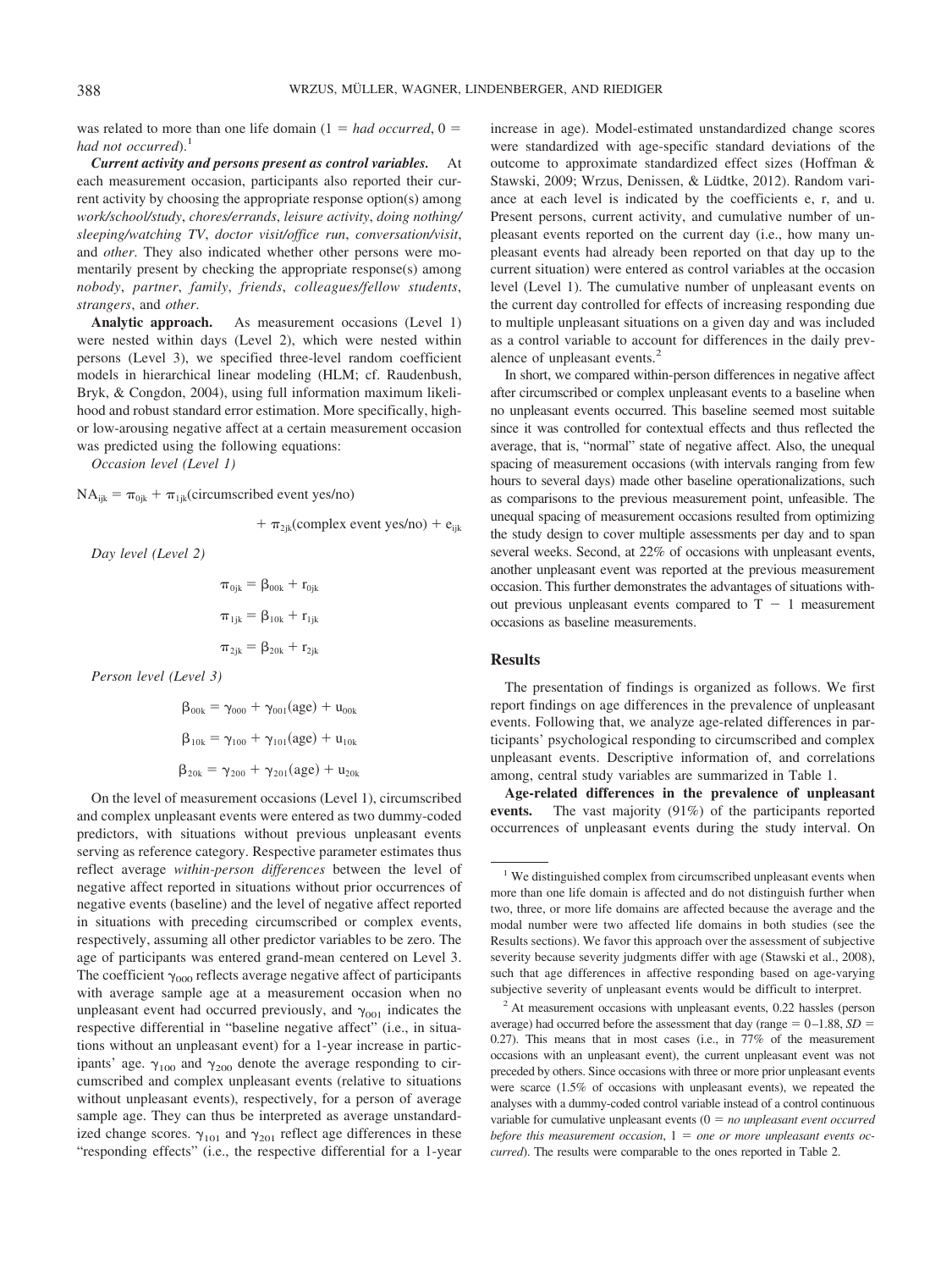was related to more than one life domain (1 = *had occurred*, 0 = *had not occurred*).[1]

***Current activity and persons present as control variables.*** At each measurement occasion, participants also reported their current activity by choosing the appropriate response option(s) among *work/school/study*, *chores/errands*, *leisure activity*, *doing nothing/sleeping/watching TV*, *doctor visit/office run*, *conversation/visit*, and *other*. They also indicated whether other persons were momentarily present by checking the appropriate response(s) among *nobody*, *partner*, *family*, *friends*, *colleagues/fellow students*, *strangers*, and *other*.

**Analytic approach.** As measurement occasions (Level 1) were nested within days (Level 2), which were nested within persons (Level 3), we specified three-level random coefficient models in hierarchical linear modeling (HLM; cf. Raudenbush, Bryk, & Congdon, 2004), using full information maximum likelihood and robust standard error estimation. More specifically, high- or low-arousing negative affect at a certain measurement occasion was predicted using the following equations:

*Occasion level (Level 1)*

$$NA_{ijk} = \pi_{0jk} + \pi_{1jk}(\text{circumscribed event yes/no}) + \pi_{2jk}(\text{complex event yes/no}) + e_{ijk}$$

*Day level (Level 2)*

$$\pi_{0jk} = \beta_{00k} + r_{0jk}$$

$$\pi_{1jk} = \beta_{10k} + r_{1jk}$$

$$\pi_{2jk} = \beta_{20k} + r_{2jk}$$

*Person level (Level 3)*

$$\beta_{00k} = \gamma_{000} + \gamma_{001}(\text{age}) + u_{00k}$$

$$\beta_{10k} = \gamma_{100} + \gamma_{101}(\text{age}) + u_{10k}$$

$$\beta_{20k} = \gamma_{200} + \gamma_{201}(\text{age}) + u_{20k}$$

On the level of measurement occasions (Level 1), circumscribed and complex unpleasant events were entered as two dummy-coded predictors, with situations without previous unpleasant events serving as reference category. Respective parameter estimates thus reflect average *within-person differences* between the level of negative affect reported in situations without prior occurrences of negative events (baseline) and the level of negative affect reported in situations with preceding circumscribed or complex events, respectively, assuming all other predictor variables to be zero. The age of participants was entered grand-mean centered on Level 3. The coefficient $\gamma_{000}$ reflects average negative affect of participants with average sample age at a measurement occasion when no unpleasant event had occurred previously, and $\gamma_{001}$ indicates the respective differential in "baseline negative affect" (i.e., in situations without an unpleasant event) for a 1-year increase in participants' age. $\gamma_{100}$ and $\gamma_{200}$ denote the average responding to circumscribed and complex unpleasant events (relative to situations without unpleasant events), respectively, for a person of average sample age. They can thus be interpreted as average unstandardized change scores. $\gamma_{101}$ and $\gamma_{201}$ reflect age differences in these "responding effects" (i.e., the respective differential for a 1-year increase in age). Model-estimated unstandardized change scores were standardized with age-specific standard deviations of the outcome to approximate standardized effect sizes (Hoffman & Stawski, 2009; Wrzus, Denissen, & Lüdtke, 2012). Random variance at each level is indicated by the coefficients e, r, and u. Present persons, current activity, and cumulative number of unpleasant events reported on the current day (i.e., how many unpleasant events had already been reported on that day up to the current situation) were entered as control variables at the occasion level (Level 1). The cumulative number of unpleasant events on the current day controlled for effects of increasing responding due to multiple unpleasant situations on a given day and was included as a control variable to account for differences in the daily prevalence of unpleasant events.[2]

In short, we compared within-person differences in negative affect after circumscribed or complex unpleasant events to a baseline when no unpleasant events occurred. This baseline seemed most suitable since it was controlled for contextual effects and thus reflected the average, that is, "normal" state of negative affect. Also, the unequal spacing of measurement occasions (with intervals ranging from few hours to several days) made other baseline operationalizations, such as comparisons to the previous measurement point, unfeasible. The unequal spacing of measurement occasions resulted from optimizing the study design to cover multiple assessments per day and to span several weeks. Second, at 22% of occasions with unpleasant events, another unpleasant event was reported at the previous measurement occasion. This further demonstrates the advantages of situations without previous unpleasant events compared to T − 1 measurement occasions as baseline measurements.

## Results

The presentation of findings is organized as follows. We first report findings on age differences in the prevalence of unpleasant events. Following that, we analyze age-related differences in participants' psychological responding to circumscribed and complex unpleasant events. Descriptive information of, and correlations among, central study variables are summarized in Table 1.

**Age-related differences in the prevalence of unpleasant events.** The vast majority (91%) of the participants reported occurrences of unpleasant events during the study interval. On

---

[1] We distinguished complex from circumscribed unpleasant events when more than one life domain is affected and do not distinguish further when two, three, or more life domains are affected because the average and the modal number were two affected life domains in both studies (see the Results sections). We favor this approach over the assessment of subjective severity because severity judgments differ with age (Stawski et al., 2008), such that age differences in affective responding based on age-varying subjective severity of unpleasant events would be difficult to interpret.

[2] At measurement occasions with unpleasant events, 0.22 hassles (person average) had occurred before the assessment that day (range = 0–1.88, $SD$ = 0.27). This means that in most cases (i.e., in 77% of the measurement occasions with an unpleasant event), the current unpleasant event was not preceded by others. Since occasions with three or more prior unpleasant events were scarce (1.5% of occasions with unpleasant events), we repeated the analyses with a dummy-coded control variable instead of a control continuous variable for cumulative unpleasant events (0 = *no unpleasant event occurred before this measurement occasion*, 1 = *one or more unpleasant events occurred*). The results were comparable to the ones reported in Table 2.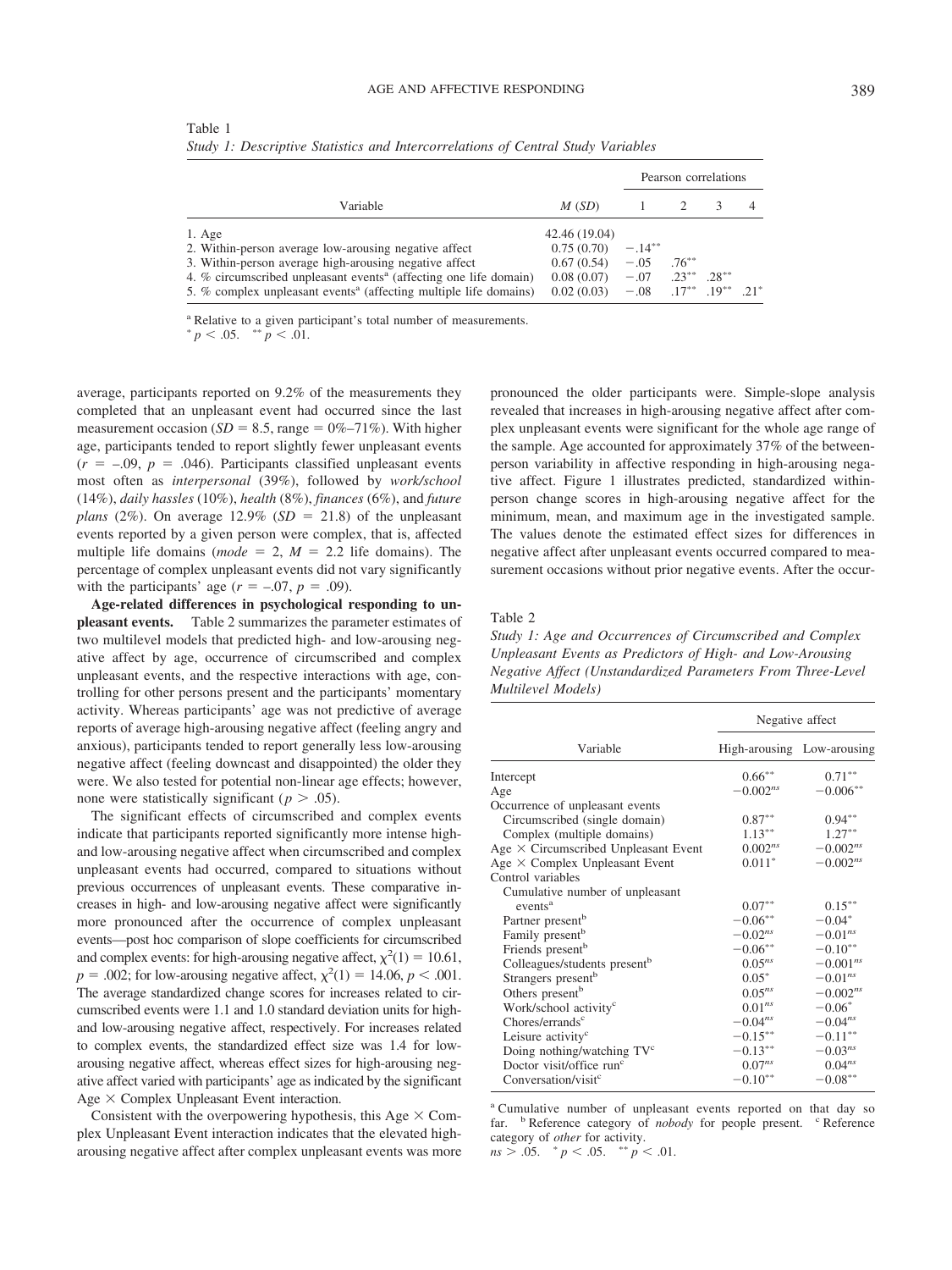Table 1
*Study 1: Descriptive Statistics and Intercorrelations of Central Study Variables*

| Variable | *M* (*SD*) | Pearson correlations | | | |
|---|---|---|---|---|---|
| | | 1 | 2 | 3 | 4 |
| 1. Age | 42.46 (19.04) | | | | |
| 2. Within-person average low-arousing negative affect | 0.75 (0.70) | −.14** | | | |
| 3. Within-person average high-arousing negative affect | 0.67 (0.54) | −.05 | .76** | | |
| 4. % circumscribed unpleasant events[a] (affecting one life domain) | 0.08 (0.07) | −.07 | .23** | .28** | |
| 5. % complex unpleasant events[a] (affecting multiple life domains) | 0.02 (0.03) | −.08 | .17** | .19** | .21* |

[a] Relative to a given participant's total number of measurements.
* $p < .05$. ** $p < .01$.

average, participants reported on 9.2% of the measurements they completed that an unpleasant event had occurred since the last measurement occasion ($SD = 8.5$, range = 0%–71%). With higher age, participants tended to report slightly fewer unpleasant events ($r = -.09$, $p = .046$). Participants classified unpleasant events most often as *interpersonal* (39%), followed by *work/school* (14%), *daily hassles* (10%), *health* (8%), *finances* (6%), and *future plans* (2%). On average 12.9% ($SD = 21.8$) of the unpleasant events reported by a given person were complex, that is, affected multiple life domains (*mode* = 2, $M = 2.2$ life domains). The percentage of complex unpleasant events did not vary significantly with the participants' age ($r = -.07$, $p = .09$).

**Age-related differences in psychological responding to unpleasant events.** Table 2 summarizes the parameter estimates of two multilevel models that predicted high- and low-arousing negative affect by age, occurrence of circumscribed and complex unpleasant events, and the respective interactions with age, controlling for other persons present and the participants' momentary activity. Whereas participants' age was not predictive of average reports of average high-arousing negative affect (feeling angry and anxious), participants tended to report generally less low-arousing negative affect (feeling downcast and disappointed) the older they were. We also tested for potential non-linear age effects; however, none were statistically significant ($p > .05$).

The significant effects of circumscribed and complex events indicate that participants reported significantly more intense high- and low-arousing negative affect when circumscribed and complex unpleasant events had occurred, compared to situations without previous occurrences of unpleasant events. These comparative increases in high- and low-arousing negative affect were significantly more pronounced after the occurrence of complex unpleasant events—post hoc comparison of slope coefficients for circumscribed and complex events: for high-arousing negative affect, $\chi^2(1) = 10.61$, $p = .002$; for low-arousing negative affect, $\chi^2(1) = 14.06$, $p < .001$. The average standardized change scores for increases related to circumscribed events were 1.1 and 1.0 standard deviation units for high- and low-arousing negative affect, respectively. For increases related to complex events, the standardized effect size was 1.4 for low-arousing negative affect, whereas effect sizes for high-arousing negative affect varied with participants' age as indicated by the significant Age × Complex Unpleasant Event interaction.

Consistent with the overpowering hypothesis, this Age × Complex Unpleasant Event interaction indicates that the elevated high-arousing negative affect after complex unpleasant events was more pronounced the older participants were. Simple-slope analysis revealed that increases in high-arousing negative affect after complex unpleasant events were significant for the whole age range of the sample. Age accounted for approximately 37% of the between-person variability in affective responding in high-arousing negative affect. Figure 1 illustrates predicted, standardized within-person change scores in high-arousing negative affect for the minimum, mean, and maximum age in the investigated sample. The values denote the estimated effect sizes for differences in negative affect after unpleasant events occurred compared to measurement occasions without prior negative events. After the occur-

Table 2
*Study 1: Age and Occurrences of Circumscribed and Complex Unpleasant Events as Predictors of High- and Low-Arousing Negative Affect (Unstandardized Parameters From Three-Level Multilevel Models)*

| Variable | Negative affect | |
|---|---|---|
| | High-arousing | Low-arousing |
| Intercept | 0.66** | 0.71** |
| Age | −0.002[ns] | −0.006** |
| Occurrence of unpleasant events | | |
| Circumscribed (single domain) | 0.87** | 0.94** |
| Complex (multiple domains) | 1.13** | 1.27** |
| Age × Circumscribed Unpleasant Event | 0.002[ns] | −0.002[ns] |
| Age × Complex Unpleasant Event | 0.011* | −0.002[ns] |
| Control variables | | |
| Cumulative number of unpleasant events[a] | 0.07** | 0.15** |
| Partner present[b] | −0.06** | −0.04* |
| Family present[b] | −0.02[ns] | −0.01[ns] |
| Friends present[b] | −0.06** | −0.10** |
| Colleagues/students present[b] | 0.05[ns] | −0.001[ns] |
| Strangers present[b] | 0.05* | −0.01[ns] |
| Others present[b] | 0.05[ns] | −0.002[ns] |
| Work/school activity[c] | 0.01[ns] | −0.06* |
| Chores/errands[c] | −0.04[ns] | −0.04[ns] |
| Leisure activity[c] | −0.15** | −0.11** |
| Doing nothing/watching TV[c] | −0.13** | −0.03[ns] |
| Doctor visit/office run[c] | 0.07[ns] | 0.04[ns] |
| Conversation/visit[c] | −0.10** | −0.08** |

[a] Cumulative number of unpleasant events reported on that day so far. [b] Reference category of *nobody* for people present. [c] Reference category of *other* for activity.
ns $> .05$. * $p < .05$. ** $p < .01$.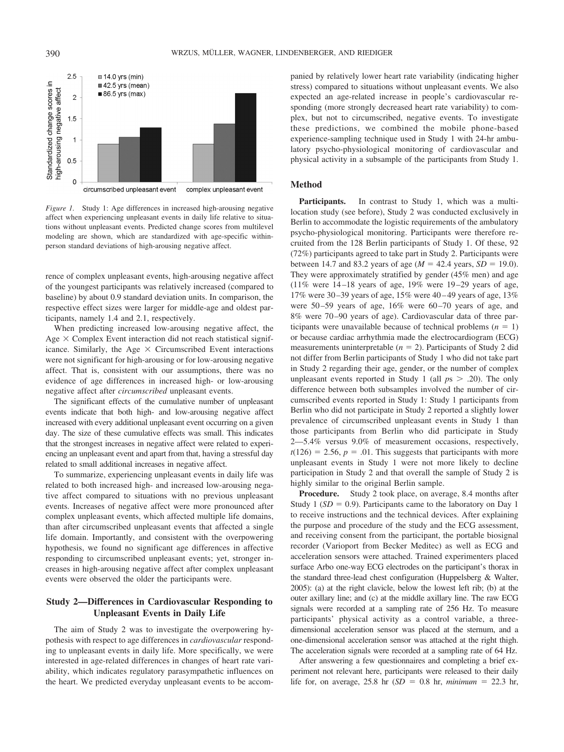2.5
2
1.5
1
0.5
0

Standardized change scores in high-arousing negative affect

14.0 yrs (min)
42.5 yrs (mean)
86.5 yrs (max)

circumscribed unpleasant event
complex unpleasant event

*Figure 1.* Study 1: Age differences in increased high-arousing negative affect when experiencing unpleasant events in daily life relative to situations without unpleasant events. Predicted change scores from multilevel modeling are shown, which are standardized with age-specific within-person standard deviations of high-arousing negative affect.

rence of complex unpleasant events, high-arousing negative affect of the youngest participants was relatively increased (compared to baseline) by about 0.9 standard deviation units. In comparison, the respective effect sizes were larger for middle-age and oldest participants, namely 1.4 and 2.1, respectively.

When predicting increased low-arousing negative affect, the Age × Complex Event interaction did not reach statistical significance. Similarly, the Age × Circumscribed Event interactions were not significant for high-arousing or for low-arousing negative affect. That is, consistent with our assumptions, there was no evidence of age differences in increased high- or low-arousing negative affect after *circumscribed* unpleasant events.

The significant effects of the cumulative number of unpleasant events indicate that both high- and low-arousing negative affect increased with every additional unpleasant event occurring on a given day. The size of these cumulative effects was small. This indicates that the strongest increases in negative affect were related to experiencing an unpleasant event and apart from that, having a stressful day related to small additional increases in negative affect.

To summarize, experiencing unpleasant events in daily life was related to both increased high- and increased low-arousing negative affect compared to situations with no previous unpleasant events. Increases of negative affect were more pronounced after complex unpleasant events, which affected multiple life domains, than after circumscribed unpleasant events that affected a single life domain. Importantly, and consistent with the overpowering hypothesis, we found no significant age differences in affective responding to circumscribed unpleasant events; yet, stronger increases in high-arousing negative affect after complex unpleasant events were observed the older the participants were.

## Study 2—Differences in Cardiovascular Responding to Unpleasant Events in Daily Life

The aim of Study 2 was to investigate the overpowering hypothesis with respect to age differences in *cardiovascular* responding to unpleasant events in daily life. More specifically, we were interested in age-related differences in changes of heart rate variability, which indicates regulatory parasympathetic influences on the heart. We predicted everyday unpleasant events to be accompanied by relatively lower heart rate variability (indicating higher stress) compared to situations without unpleasant events. We also expected an age-related increase in people's cardiovascular responding (more strongly decreased heart rate variability) to complex, but not to circumscribed, negative events. To investigate these predictions, we combined the mobile phone-based experience-sampling technique used in Study 1 with 24-hr ambulatory psycho-physiological monitoring of cardiovascular and physical activity in a subsample of the participants from Study 1.

### Method

**Participants.** In contrast to Study 1, which was a multi-location study (see before), Study 2 was conducted exclusively in Berlin to accommodate the logistic requirements of the ambulatory psycho-physiological monitoring. Participants were therefore recruited from the 128 Berlin participants of Study 1. Of these, 92 (72%) participants agreed to take part in Study 2. Participants were between 14.7 and 83.2 years of age ($M = 42.4$ years, $SD = 19.0$). They were approximately stratified by gender (45% men) and age (11% were 14–18 years of age, 19% were 19–29 years of age, 17% were 30–39 years of age, 15% were 40–49 years of age, 13% were 50–59 years of age, 16% were 60–70 years of age, and 8% were 70–90 years of age). Cardiovascular data of three participants were unavailable because of technical problems ($n = 1$) or because cardiac arrhythmia made the electrocardiogram (ECG) measurements uninterpretable ($n = 2$). Participants of Study 2 did not differ from Berlin participants of Study 1 who did not take part in Study 2 regarding their age, gender, or the number of complex unpleasant events reported in Study 1 (all $ps > .20$). The only difference between both subsamples involved the number of circumscribed events reported in Study 1: Study 1 participants from Berlin who did not participate in Study 2 reported a slightly lower prevalence of circumscribed unpleasant events in Study 1 than those participants from Berlin who did participate in Study 2—5.4% versus 9.0% of measurement occasions, respectively, $t(126) = 2.56$, $p = .01$. This suggests that participants with more unpleasant events in Study 1 were not more likely to decline participation in Study 2 and that overall the sample of Study 2 is highly similar to the original Berlin sample.

**Procedure.** Study 2 took place, on average, 8.4 months after Study 1 ($SD = 0.9$). Participants came to the laboratory on Day 1 to receive instructions and the technical devices. After explaining the purpose and procedure of the study and the ECG assessment, and receiving consent from the participant, the portable biosignal recorder (Varioport from Becker Meditec) as well as ECG and acceleration sensors were attached. Trained experimenters placed surface Arbo one-way ECG electrodes on the participant's thorax in the standard three-lead chest configuration (Huppelsberg & Walter, 2005): (a) at the right clavicle, below the lowest left rib; (b) at the outer axillary line; and (c) at the middle axillary line. The raw ECG signals were recorded at a sampling rate of 256 Hz. To measure participants' physical activity as a control variable, a three-dimensional acceleration sensor was placed at the sternum, and a one-dimensional acceleration sensor was attached at the right thigh. The acceleration signals were recorded at a sampling rate of 64 Hz.

After answering a few questionnaires and completing a brief experiment not relevant here, participants were released to their daily life for, on average, 25.8 hr ($SD = 0.8$ hr, *minimum* = 22.3 hr,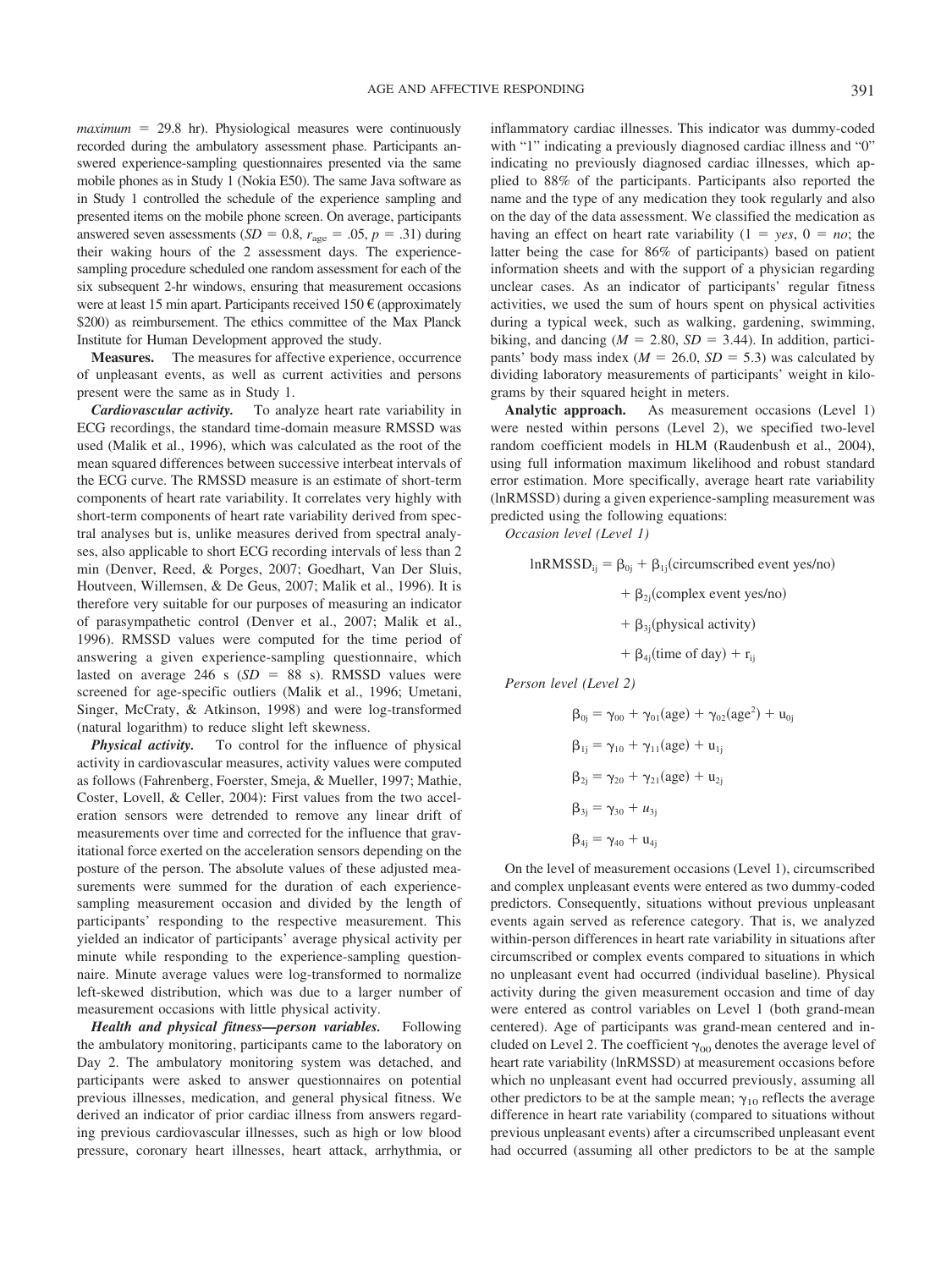*maximum* = 29.8 hr). Physiological measures were continuously recorded during the ambulatory assessment phase. Participants answered experience-sampling questionnaires presented via the same mobile phones as in Study 1 (Nokia E50). The same Java software as in Study 1 controlled the schedule of the experience sampling and presented items on the mobile phone screen. On average, participants answered seven assessments ($SD$ = 0.8, $r_{age}$ = .05, $p$ = .31) during their waking hours of the 2 assessment days. The experience-sampling procedure scheduled one random assessment for each of the six subsequent 2-hr windows, ensuring that measurement occasions were at least 15 min apart. Participants received 150 € (approximately $200) as reimbursement. The ethics committee of the Max Planck Institute for Human Development approved the study.

**Measures.** The measures for affective experience, occurrence of unpleasant events, as well as current activities and persons present were the same as in Study 1.

***Cardiovascular activity.*** To analyze heart rate variability in ECG recordings, the standard time-domain measure RMSSD was used (Malik et al., 1996), which was calculated as the root of the mean squared differences between successive interbeat intervals of the ECG curve. The RMSSD measure is an estimate of short-term components of heart rate variability. It correlates very highly with short-term components of heart rate variability derived from spectral analyses but is, unlike measures derived from spectral analyses, also applicable to short ECG recording intervals of less than 2 min (Denver, Reed, & Porges, 2007; Goedhart, Van Der Sluis, Houtveen, Willemsen, & De Geus, 2007; Malik et al., 1996). It is therefore very suitable for our purposes of measuring an indicator of parasympathetic control (Denver et al., 2007; Malik et al., 1996). RMSSD values were computed for the time period of answering a given experience-sampling questionnaire, which lasted on average 246 s ($SD$ = 88 s). RMSSD values were screened for age-specific outliers (Malik et al., 1996; Umetani, Singer, McCraty, & Atkinson, 1998) and were log-transformed (natural logarithm) to reduce slight left skewness.

***Physical activity.*** To control for the influence of physical activity in cardiovascular measures, activity values were computed as follows (Fahrenberg, Foerster, Smeja, & Mueller, 1997; Mathie, Coster, Lovell, & Celler, 2004): First values from the two acceleration sensors were detrended to remove any linear drift of measurements over time and corrected for the influence that gravitational force exerted on the acceleration sensors depending on the posture of the person. The absolute values of these adjusted measurements were summed for the duration of each experience-sampling measurement occasion and divided by the length of participants' responding to the respective measurement. This yielded an indicator of participants' average physical activity per minute while responding to the experience-sampling questionnaire. Minute average values were log-transformed to normalize left-skewed distribution, which was due to a larger number of measurement occasions with little physical activity.

***Health and physical fitness—person variables.*** Following the ambulatory monitoring, participants came to the laboratory on Day 2. The ambulatory monitoring system was detached, and participants were asked to answer questionnaires on potential previous illnesses, medication, and general physical fitness. We derived an indicator of prior cardiac illness from answers regarding previous cardiovascular illnesses, such as high or low blood pressure, coronary heart illnesses, heart attack, arrhythmia, or inflammatory cardiac illnesses. This indicator was dummy-coded with "1" indicating a previously diagnosed cardiac illness and "0" indicating no previously diagnosed cardiac illnesses, which applied to 88% of the participants. Participants also reported the name and the type of any medication they took regularly and also on the day of the data assessment. We classified the medication as having an effect on heart rate variability (1 = *yes*, 0 = *no*; the latter being the case for 86% of participants) based on patient information sheets and with the support of a physician regarding unclear cases. As an indicator of participants' regular fitness activities, we used the sum of hours spent on physical activities during a typical week, such as walking, gardening, swimming, biking, and dancing ($M$ = 2.80, $SD$ = 3.44). In addition, participants' body mass index ($M$ = 26.0, $SD$ = 5.3) was calculated by dividing laboratory measurements of participants' weight in kilograms by their squared height in meters.

**Analytic approach.** As measurement occasions (Level 1) were nested within persons (Level 2), we specified two-level random coefficient models in HLM (Raudenbush et al., 2004), using full information maximum likelihood and robust standard error estimation. More specifically, average heart rate variability (lnRMSSD) during a given experience-sampling measurement was predicted using the following equations:

*Occasion level (Level 1)*

$$\begin{aligned}\text{lnRMSSD}_{ij} = \beta_{0j} &+ \beta_{1j}(\text{circumscribed event yes/no}) \\ &+ \beta_{2j}(\text{complex event yes/no}) \\ &+ \beta_{3j}(\text{physical activity}) \\ &+ \beta_{4j}(\text{time of day}) + r_{ij}\end{aligned}$$

*Person level (Level 2)*

$$\beta_{0j} = \gamma_{00} + \gamma_{01}(\text{age}) + \gamma_{02}(\text{age}^2) + u_{0j}$$

$$\beta_{1j} = \gamma_{10} + \gamma_{11}(\text{age}) + u_{1j}$$

$$\beta_{2j} = \gamma_{20} + \gamma_{21}(\text{age}) + u_{2j}$$

$$\beta_{3j} = \gamma_{30} + u_{3j}$$

$$\beta_{4j} = \gamma_{40} + u_{4j}$$

On the level of measurement occasions (Level 1), circumscribed and complex unpleasant events were entered as two dummy-coded predictors. Consequently, situations without previous unpleasant events again served as reference category. That is, we analyzed within-person differences in heart rate variability in situations after circumscribed or complex events compared to situations in which no unpleasant event had occurred (individual baseline). Physical activity during the given measurement occasion and time of day were entered as control variables on Level 1 (both grand-mean centered). Age of participants was grand-mean centered and included on Level 2. The coefficient $\gamma_{00}$ denotes the average level of heart rate variability (lnRMSSD) at measurement occasions before which no unpleasant event had occurred previously, assuming all other predictors to be at the sample mean; $\gamma_{10}$ reflects the average difference in heart rate variability (compared to situations without previous unpleasant events) after a circumscribed unpleasant event had occurred (assuming all other predictors to be at the sample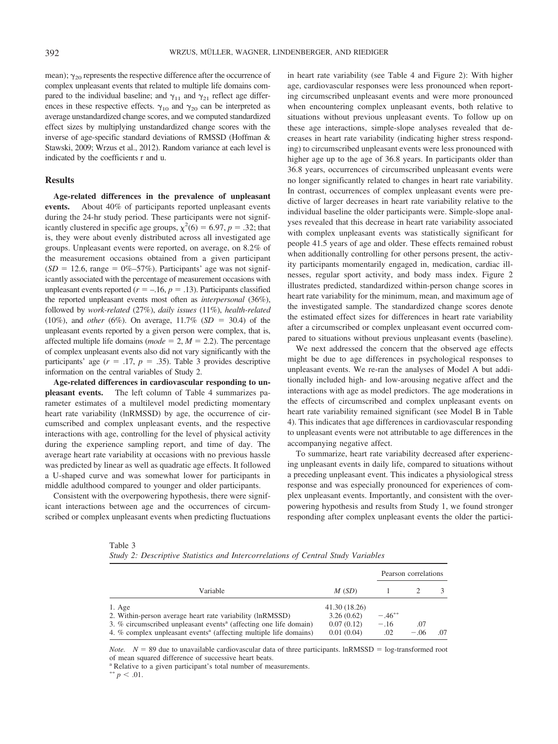mean); $\gamma_{20}$ represents the respective difference after the occurrence of complex unpleasant events that related to multiple life domains compared to the individual baseline; and $\gamma_{11}$ and $\gamma_{21}$ reflect age differences in these respective effects. $\gamma_{10}$ and $\gamma_{20}$ can be interpreted as average unstandardized change scores, and we computed standardized effect sizes by multiplying unstandardized change scores with the inverse of age-specific standard deviations of RMSSD (Hoffman & Stawski, 2009; Wrzus et al., 2012). Random variance at each level is indicated by the coefficients r and u.

## Results

**Age-related differences in the prevalence of unpleasant events.** About 40% of participants reported unpleasant events during the 24-hr study period. These participants were not significantly clustered in specific age groups, $\chi^2(6) = 6.97$, $p = .32$; that is, they were about evenly distributed across all investigated age groups. Unpleasant events were reported, on average, on 8.2% of the measurement occasions obtained from a given participant ($SD = 12.6$, range = 0%–57%). Participants' age was not significantly associated with the percentage of measurement occasions with unpleasant events reported ($r = -.16$, $p = .13$). Participants classified the reported unpleasant events most often as *interpersonal* (36%), followed by *work-related* (27%), *daily issues* (11%), *health-related* (10%), and *other* (6%). On average, 11.7% ($SD = 30.4$) of the unpleasant events reported by a given person were complex, that is, affected multiple life domains (*mode* = 2, $M = 2.2$). The percentage of complex unpleasant events also did not vary significantly with the participants' age ($r = .17$, $p = .35$). Table 3 provides descriptive information on the central variables of Study 2.

**Age-related differences in cardiovascular responding to unpleasant events.** The left column of Table 4 summarizes parameter estimates of a multilevel model predicting momentary heart rate variability (lnRMSSD) by age, the occurrence of circumscribed and complex unpleasant events, and the respective interactions with age, controlling for the level of physical activity during the experience sampling report, and time of day. The average heart rate variability at occasions with no previous hassle was predicted by linear as well as quadratic age effects. It followed a U-shaped curve and was somewhat lower for participants in middle adulthood compared to younger and older participants.

Consistent with the overpowering hypothesis, there were significant interactions between age and the occurrences of circumscribed or complex unpleasant events when predicting fluctuations in heart rate variability (see Table 4 and Figure 2): With higher age, cardiovascular responses were less pronounced when reporting circumscribed unpleasant events and were more pronounced when encountering complex unpleasant events, both relative to situations without previous unpleasant events. To follow up on these age interactions, simple-slope analyses revealed that decreases in heart rate variability (indicating higher stress responding) to circumscribed unpleasant events were less pronounced with higher age up to the age of 36.8 years. In participants older than 36.8 years, occurrences of circumscribed unpleasant events were no longer significantly related to changes in heart rate variability. In contrast, occurrences of complex unpleasant events were predictive of larger decreases in heart rate variability relative to the individual baseline the older participants were. Simple-slope analyses revealed that this decrease in heart rate variability associated with complex unpleasant events was statistically significant for people 41.5 years of age and older. These effects remained robust when additionally controlling for other persons present, the activity participants momentarily engaged in, medication, cardiac illnesses, regular sport activity, and body mass index. Figure 2 illustrates predicted, standardized within-person change scores in heart rate variability for the minimum, mean, and maximum age of the investigated sample. The standardized change scores denote the estimated effect sizes for differences in heart rate variability after a circumscribed or complex unpleasant event occurred compared to situations without previous unpleasant events (baseline).

We next addressed the concern that the observed age effects might be due to age differences in psychological responses to unpleasant events. We re-ran the analyses of Model A but additionally included high- and low-arousing negative affect and the interactions with age as model predictors. The age moderations in the effects of circumscribed and complex unpleasant events on heart rate variability remained significant (see Model B in Table 4). This indicates that age differences in cardiovascular responding to unpleasant events were not attributable to age differences in the accompanying negative affect.

To summarize, heart rate variability decreased after experiencing unpleasant events in daily life, compared to situations without a preceding unpleasant event. This indicates a physiological stress response and was especially pronounced for experiences of complex unpleasant events. Importantly, and consistent with the overpowering hypothesis and results from Study 1, we found stronger responding after complex unpleasant events the older the partici-

Table 3
*Study 2: Descriptive Statistics and Intercorrelations of Central Study Variables*

| Variable | *M* (*SD*) | Pearson correlations 1 | 2 | 3 |
|---|---|---|---|---|
| 1. Age | 41.30 (18.26) | | | |
| 2. Within-person average heart rate variability (lnRMSSD) | 3.26 (0.62) | −.46** | | |
| 3. % circumscribed unpleasant events[a] (affecting one life domain) | 0.07 (0.12) | −.16 | .07 | |
| 4. % complex unpleasant events[a] (affecting multiple life domains) | 0.01 (0.04) | .02 | −.06 | .07 |

*Note.* $N = 89$ due to unavailable cardiovascular data of three participants. lnRMSSD = log-transformed root of mean squared difference of successive heart beats.
[a] Relative to a given participant's total number of measurements.
** $p < .01$.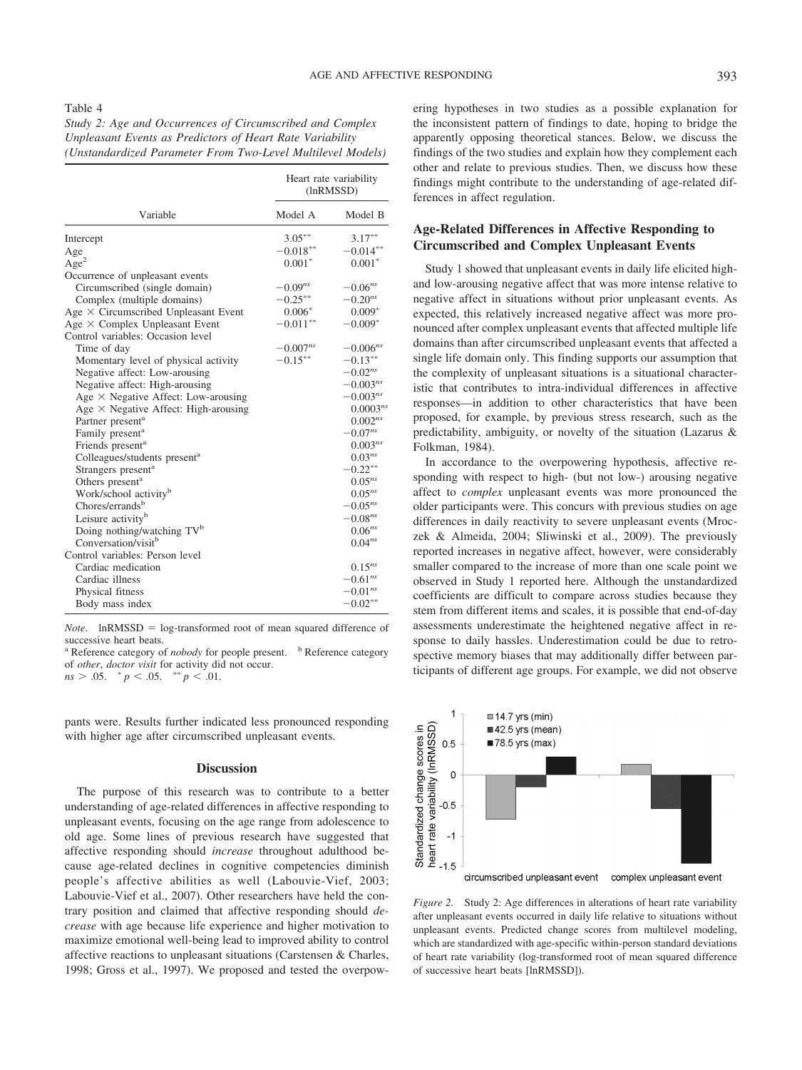Table 4
*Study 2: Age and Occurrences of Circumscribed and Complex Unpleasant Events as Predictors of Heart Rate Variability (Unstandardized Parameter From Two-Level Multilevel Models)*

| Variable | Heart rate variability (lnRMSSD) | |
|---|---|---|
| | Model A | Model B |
| Intercept | $3.05^{**}$ | $3.17^{**}$ |
| Age | $-0.018^{**}$ | $-0.014^{**}$ |
| Age$^2$ | $0.001^{*}$ | $0.001^{*}$ |
| Occurrence of unpleasant events | | |
| Circumscribed (single domain) | $-0.09^{ns}$ | $-0.06^{ns}$ |
| Complex (multiple domains) | $-0.25^{**}$ | $-0.20^{ns}$ |
| Age × Circumscribed Unpleasant Event | $0.006^{*}$ | $0.009^{*}$ |
| Age × Complex Unpleasant Event | $-0.011^{**}$ | $-0.009^{*}$ |
| Control variables: Occasion level | | |
| Time of day | $-0.007^{ns}$ | $-0.006^{ns}$ |
| Momentary level of physical activity | $-0.15^{**}$ | $-0.13^{**}$ |
| Negative affect: Low-arousing | | $-0.02^{ns}$ |
| Negative affect: High-arousing | | $-0.003^{ns}$ |
| Age × Negative Affect: Low-arousing | | $-0.003^{ns}$ |
| Age × Negative Affect: High-arousing | | $0.0003^{ns}$ |
| Partner present[a] | | $0.002^{ns}$ |
| Family present[a] | | $-0.07^{ns}$ |
| Friends present[a] | | $0.003^{ns}$ |
| Colleagues/students present[a] | | $0.03^{ns}$ |
| Strangers present[a] | | $-0.22^{**}$ |
| Others present[a] | | $0.05^{ns}$ |
| Work/school activity[b] | | $0.05^{ns}$ |
| Chores/errands[b] | | $-0.05^{ns}$ |
| Leisure activity[b] | | $-0.08^{ns}$ |
| Doing nothing/watching TV[b] | | $0.06^{ns}$ |
| Conversation/visit[b] | | $0.04^{ns}$ |
| Control variables: Person level | | |
| Cardiac medication | | $0.15^{ns}$ |
| Cardiac illness | | $-0.61^{ns}$ |
| Physical fitness | | $-0.01^{ns}$ |
| Body mass index | | $-0.02^{**}$ |

*Note*. lnRMSSD = log-transformed root of mean squared difference of successive heart beats.
[a] Reference category of *nobody* for people present. [b] Reference category of *other*, *doctor visit* for activity did not occur.
$ns > .05$. $^{*} p < .05$. $^{**} p < .01$.

pants were. Results further indicated less pronounced responding with higher age after circumscribed unpleasant events.

## Discussion

The purpose of this research was to contribute to a better understanding of age-related differences in affective responding to unpleasant events, focusing on the age range from adolescence to old age. Some lines of previous research have suggested that affective responding should *increase* throughout adulthood because age-related declines in cognitive competencies diminish people's affective abilities as well (Labouvie-Vief, 2003; Labouvie-Vief et al., 2007). Other researchers have held the contrary position and claimed that affective responding should *decrease* with age because life experience and higher motivation to maximize emotional well-being lead to improved ability to control affective reactions to unpleasant situations (Carstensen & Charles, 1998; Gross et al., 1997). We proposed and tested the overpowering hypotheses in two studies as a possible explanation for the inconsistent pattern of findings to date, hoping to bridge the apparently opposing theoretical stances. Below, we discuss the findings of the two studies and explain how they complement each other and relate to previous studies. Then, we discuss how these findings might contribute to the understanding of age-related differences in affect regulation.

### Age-Related Differences in Affective Responding to Circumscribed and Complex Unpleasant Events

Study 1 showed that unpleasant events in daily life elicited high- and low-arousing negative affect that was more intense relative to negative affect in situations without prior unpleasant events. As expected, this relatively increased negative affect was more pronounced after complex unpleasant events that affected multiple life domains than after circumscribed unpleasant events that affected a single life domain only. This finding supports our assumption that the complexity of unpleasant situations is a situational characteristic that contributes to intra-individual differences in affective responses—in addition to other characteristics that have been proposed, for example, by previous stress research, such as the predictability, ambiguity, or novelty of the situation (Lazarus & Folkman, 1984).

In accordance to the overpowering hypothesis, affective responding with respect to high- (but not low-) arousing negative affect to *complex* unpleasant events was more pronounced the older participants were. This concurs with previous studies on age differences in daily reactivity to severe unpleasant events (Mroczek & Almeida, 2004; Sliwinski et al., 2009). The previously reported increases in negative affect, however, were considerably smaller compared to the increase of more than one scale point we observed in Study 1 reported here. Although the unstandardized coefficients are difficult to compare across studies because they stem from different items and scales, it is possible that end-of-day assessments underestimate the heightened negative affect in response to daily hassles. Underestimation could be due to retrospective memory biases that may additionally differ between participants of different age groups. For example, we did not observe

*Figure 2*. Study 2: Age differences in alterations of heart rate variability after unpleasant events occurred in daily life relative to situations without unpleasant events. Predicted change scores from multilevel modeling, which are standardized with age-specific within-person standard deviations of heart rate variability (log-transformed root of mean squared difference of successive heart beats [lnRMSSD]).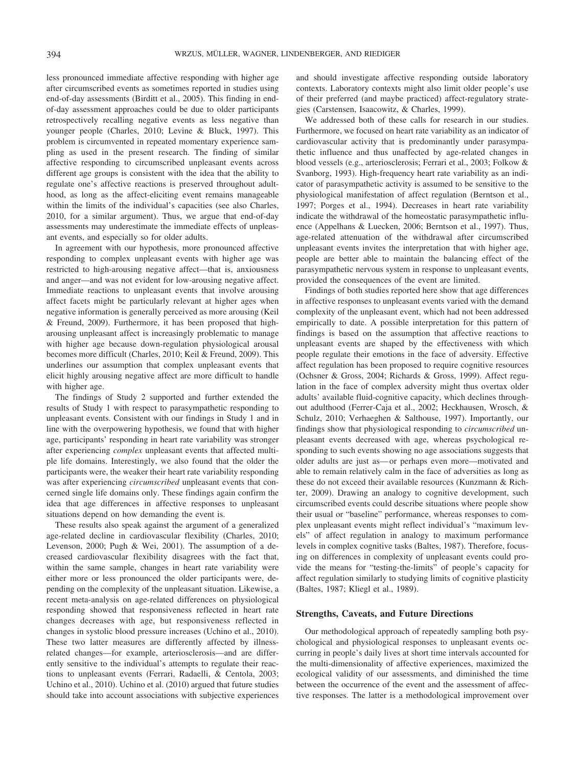less pronounced immediate affective responding with higher age after circumscribed events as sometimes reported in studies using end-of-day assessments (Birditt et al., 2005). This finding in end-of-day assessment approaches could be due to older participants retrospectively recalling negative events as less negative than younger people (Charles, 2010; Levine & Bluck, 1997). This problem is circumvented in repeated momentary experience sampling as used in the present research. The finding of similar affective responding to circumscribed unpleasant events across different age groups is consistent with the idea that the ability to regulate one's affective reactions is preserved throughout adulthood, as long as the affect-eliciting event remains manageable within the limits of the individual's capacities (see also Charles, 2010, for a similar argument). Thus, we argue that end-of-day assessments may underestimate the immediate effects of unpleasant events, and especially so for older adults.

In agreement with our hypothesis, more pronounced affective responding to complex unpleasant events with higher age was restricted to high-arousing negative affect—that is, anxiousness and anger—and was not evident for low-arousing negative affect. Immediate reactions to unpleasant events that involve arousing affect facets might be particularly relevant at higher ages when negative information is generally perceived as more arousing (Keil & Freund, 2009). Furthermore, it has been proposed that high-arousing unpleasant affect is increasingly problematic to manage with higher age because down-regulation physiological arousal becomes more difficult (Charles, 2010; Keil & Freund, 2009). This underlines our assumption that complex unpleasant events that elicit highly arousing negative affect are more difficult to handle with higher age.

The findings of Study 2 supported and further extended the results of Study 1 with respect to parasympathetic responding to unpleasant events. Consistent with our findings in Study 1 and in line with the overpowering hypothesis, we found that with higher age, participants' responding in heart rate variability was stronger after experiencing *complex* unpleasant events that affected multiple life domains. Interestingly, we also found that the older the participants were, the weaker their heart rate variability responding was after experiencing *circumscribed* unpleasant events that concerned single life domains only. These findings again confirm the idea that age differences in affective responses to unpleasant situations depend on how demanding the event is.

These results also speak against the argument of a generalized age-related decline in cardiovascular flexibility (Charles, 2010; Levenson, 2000; Pugh & Wei, 2001). The assumption of a decreased cardiovascular flexibility disagrees with the fact that, within the same sample, changes in heart rate variability were either more or less pronounced the older participants were, depending on the complexity of the unpleasant situation. Likewise, a recent meta-analysis on age-related differences on physiological responding showed that responsiveness reflected in heart rate changes decreases with age, but responsiveness reflected in changes in systolic blood pressure increases (Uchino et al., 2010). These two latter measures are differently affected by illness-related changes—for example, arteriosclerosis—and are differently sensitive to the individual's attempts to regulate their reactions to unpleasant events (Ferrari, Radaelli, & Centola, 2003; Uchino et al., 2010). Uchino et al. (2010) argued that future studies should take into account associations with subjective experiences and should investigate affective responding outside laboratory contexts. Laboratory contexts might also limit older people's use of their preferred (and maybe practiced) affect-regulatory strategies (Carstensen, Isaacowitz, & Charles, 1999).

We addressed both of these calls for research in our studies. Furthermore, we focused on heart rate variability as an indicator of cardiovascular activity that is predominantly under parasympathetic influence and thus unaffected by age-related changes in blood vessels (e.g., arteriosclerosis; Ferrari et al., 2003; Folkow & Svanborg, 1993). High-frequency heart rate variability as an indicator of parasympathetic activity is assumed to be sensitive to the physiological manifestation of affect regulation (Berntson et al., 1997; Porges et al., 1994). Decreases in heart rate variability indicate the withdrawal of the homeostatic parasympathetic influence (Appelhans & Luecken, 2006; Berntson et al., 1997). Thus, age-related attenuation of the withdrawal after circumscribed unpleasant events invites the interpretation that with higher age, people are better able to maintain the balancing effect of the parasympathetic nervous system in response to unpleasant events, provided the consequences of the event are limited.

Findings of both studies reported here show that age differences in affective responses to unpleasant events varied with the demand complexity of the unpleasant event, which had not been addressed empirically to date. A possible interpretation for this pattern of findings is based on the assumption that affective reactions to unpleasant events are shaped by the effectiveness with which people regulate their emotions in the face of adversity. Effective affect regulation has been proposed to require cognitive resources (Ochsner & Gross, 2004; Richards & Gross, 1999). Affect regulation in the face of complex adversity might thus overtax older adults' available fluid-cognitive capacity, which declines throughout adulthood (Ferrer-Caja et al., 2002; Heckhausen, Wrosch, & Schulz, 2010; Verhaeghen & Salthouse, 1997). Importantly, our findings show that physiological responding to *circumscribed* unpleasant events decreased with age, whereas psychological responding to such events showing no age associations suggests that older adults are just as—or perhaps even more—motivated and able to remain relatively calm in the face of adversities as long as these do not exceed their available resources (Kunzmann & Richter, 2009). Drawing an analogy to cognitive development, such circumscribed events could describe situations where people show their usual or "baseline" performance, whereas responses to complex unpleasant events might reflect individual's "maximum levels" of affect regulation in analogy to maximum performance levels in complex cognitive tasks (Baltes, 1987). Therefore, focusing on differences in complexity of unpleasant events could provide the means for "testing-the-limits" of people's capacity for affect regulation similarly to studying limits of cognitive plasticity (Baltes, 1987; Kliegl et al., 1989).

## Strengths, Caveats, and Future Directions

Our methodological approach of repeatedly sampling both psychological and physiological responses to unpleasant events occurring in people's daily lives at short time intervals accounted for the multi-dimensionality of affective experiences, maximized the ecological validity of our assessments, and diminished the time between the occurrence of the event and the assessment of affective responses. The latter is a methodological improvement over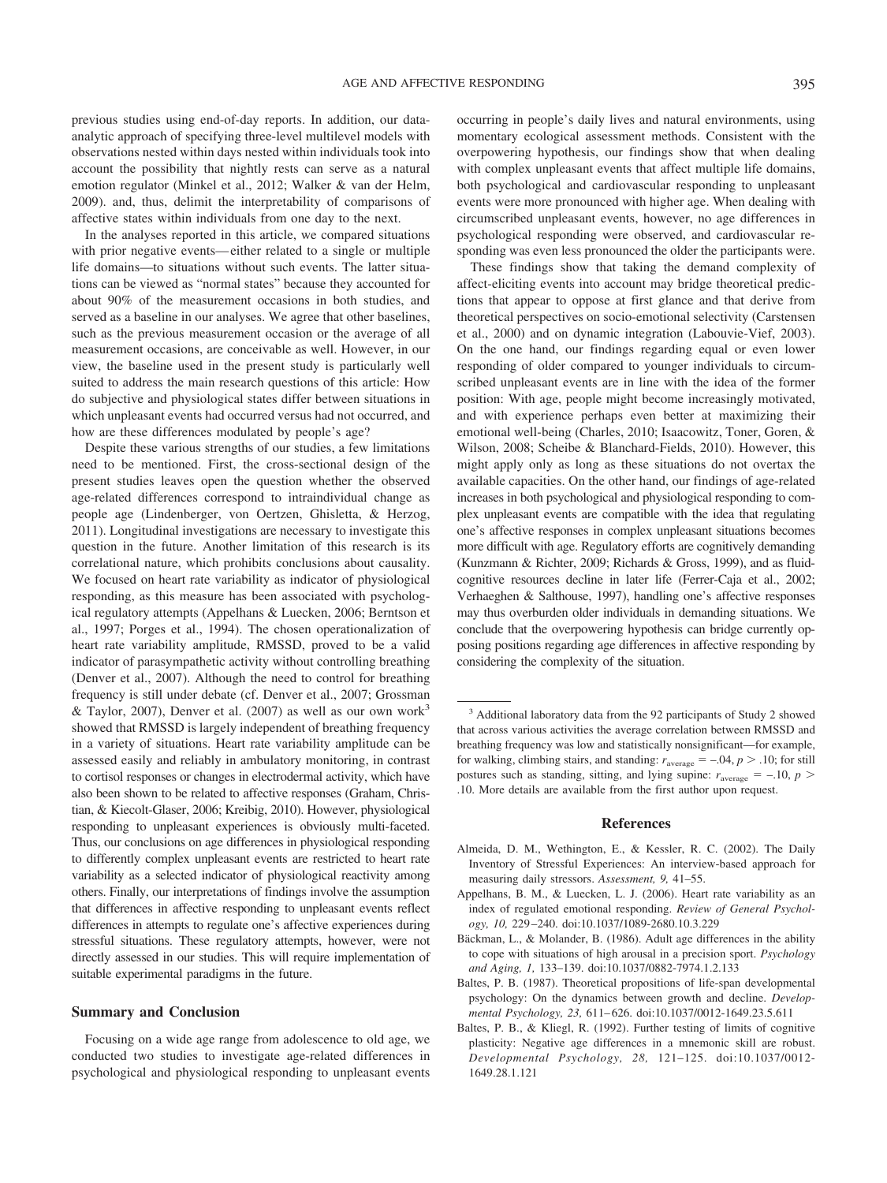previous studies using end-of-day reports. In addition, our data-analytic approach of specifying three-level multilevel models with observations nested within days nested within individuals took into account the possibility that nightly rests can serve as a natural emotion regulator (Minkel et al., 2012; Walker & van der Helm, 2009). and, thus, delimit the interpretability of comparisons of affective states within individuals from one day to the next.

In the analyses reported in this article, we compared situations with prior negative events—either related to a single or multiple life domains—to situations without such events. The latter situations can be viewed as "normal states" because they accounted for about 90% of the measurement occasions in both studies, and served as a baseline in our analyses. We agree that other baselines, such as the previous measurement occasion or the average of all measurement occasions, are conceivable as well. However, in our view, the baseline used in the present study is particularly well suited to address the main research questions of this article: How do subjective and physiological states differ between situations in which unpleasant events had occurred versus had not occurred, and how are these differences modulated by people's age?

Despite these various strengths of our studies, a few limitations need to be mentioned. First, the cross-sectional design of the present studies leaves open the question whether the observed age-related differences correspond to intraindividual change as people age (Lindenberger, von Oertzen, Ghisletta, & Herzog, 2011). Longitudinal investigations are necessary to investigate this question in the future. Another limitation of this research is its correlational nature, which prohibits conclusions about causality. We focused on heart rate variability as indicator of physiological responding, as this measure has been associated with psychological regulatory attempts (Appelhans & Luecken, 2006; Berntson et al., 1997; Porges et al., 1994). The chosen operationalization of heart rate variability amplitude, RMSSD, proved to be a valid indicator of parasympathetic activity without controlling breathing (Denver et al., 2007). Although the need to control for breathing frequency is still under debate (cf. Denver et al., 2007; Grossman & Taylor, 2007), Denver et al. (2007) as well as our own work[3] showed that RMSSD is largely independent of breathing frequency in a variety of situations. Heart rate variability amplitude can be assessed easily and reliably in ambulatory monitoring, in contrast to cortisol responses or changes in electrodermal activity, which have also been shown to be related to affective responses (Graham, Christian, & Kiecolt-Glaser, 2006; Kreibig, 2010). However, physiological responding to unpleasant experiences is obviously multi-faceted. Thus, our conclusions on age differences in physiological responding to differently complex unpleasant events are restricted to heart rate variability as a selected indicator of physiological reactivity among others. Finally, our interpretations of findings involve the assumption that differences in affective responding to unpleasant events reflect differences in attempts to regulate one's affective experiences during stressful situations. These regulatory attempts, however, were not directly assessed in our studies. This will require implementation of suitable experimental paradigms in the future.

## Summary and Conclusion

Focusing on a wide age range from adolescence to old age, we conducted two studies to investigate age-related differences in psychological and physiological responding to unpleasant events occurring in people's daily lives and natural environments, using momentary ecological assessment methods. Consistent with the overpowering hypothesis, our findings show that when dealing with complex unpleasant events that affect multiple life domains, both psychological and cardiovascular responding to unpleasant events were more pronounced with higher age. When dealing with circumscribed unpleasant events, however, no age differences in psychological responding were observed, and cardiovascular responding was even less pronounced the older the participants were.

These findings show that taking the demand complexity of affect-eliciting events into account may bridge theoretical predictions that appear to oppose at first glance and that derive from theoretical perspectives on socio-emotional selectivity (Carstensen et al., 2000) and on dynamic integration (Labouvie-Vief, 2003). On the one hand, our findings regarding equal or even lower responding of older compared to younger individuals to circumscribed unpleasant events are in line with the idea of the former position: With age, people might become increasingly motivated, and with experience perhaps even better at maximizing their emotional well-being (Charles, 2010; Isaacowitz, Toner, Goren, & Wilson, 2008; Scheibe & Blanchard-Fields, 2010). However, this might apply only as long as these situations do not overtax the available capacities. On the other hand, our findings of age-related increases in both psychological and physiological responding to complex unpleasant events are compatible with the idea that regulating one's affective responses in complex unpleasant situations becomes more difficult with age. Regulatory efforts are cognitively demanding (Kunzmann & Richter, 2009; Richards & Gross, 1999), and as fluid-cognitive resources decline in later life (Ferrer-Caja et al., 2002; Verhaeghen & Salthouse, 1997), handling one's affective responses may thus overburden older individuals in demanding situations. We conclude that the overpowering hypothesis can bridge currently opposing positions regarding age differences in affective responding by considering the complexity of the situation.

[3] Additional laboratory data from the 92 participants of Study 2 showed that across various activities the average correlation between RMSSD and breathing frequency was low and statistically nonsignificant—for example, for walking, climbing stairs, and standing: $r_{\text{average}} = -.04$, $p > .10$; for still postures such as standing, sitting, and lying supine: $r_{\text{average}} = -.10$, $p > .10$. More details are available from the first author upon request.

## References

Almeida, D. M., Wethington, E., & Kessler, R. C. (2002). The Daily Inventory of Stressful Experiences: An interview-based approach for measuring daily stressors. *Assessment, 9,* 41–55.

Appelhans, B. M., & Luecken, L. J. (2006). Heart rate variability as an index of regulated emotional responding. *Review of General Psychology, 10,* 229–240. doi:10.1037/1089-2680.10.3.229

Bäckman, L., & Molander, B. (1986). Adult age differences in the ability to cope with situations of high arousal in a precision sport. *Psychology and Aging, 1,* 133–139. doi:10.1037/0882-7974.1.2.133

Baltes, P. B. (1987). Theoretical propositions of life-span developmental psychology: On the dynamics between growth and decline. *Developmental Psychology, 23,* 611–626. doi:10.1037/0012-1649.23.5.611

Baltes, P. B., & Kliegl, R. (1992). Further testing of limits of cognitive plasticity: Negative age differences in a mnemonic skill are robust. *Developmental Psychology, 28,* 121–125. doi:10.1037/0012-1649.28.1.121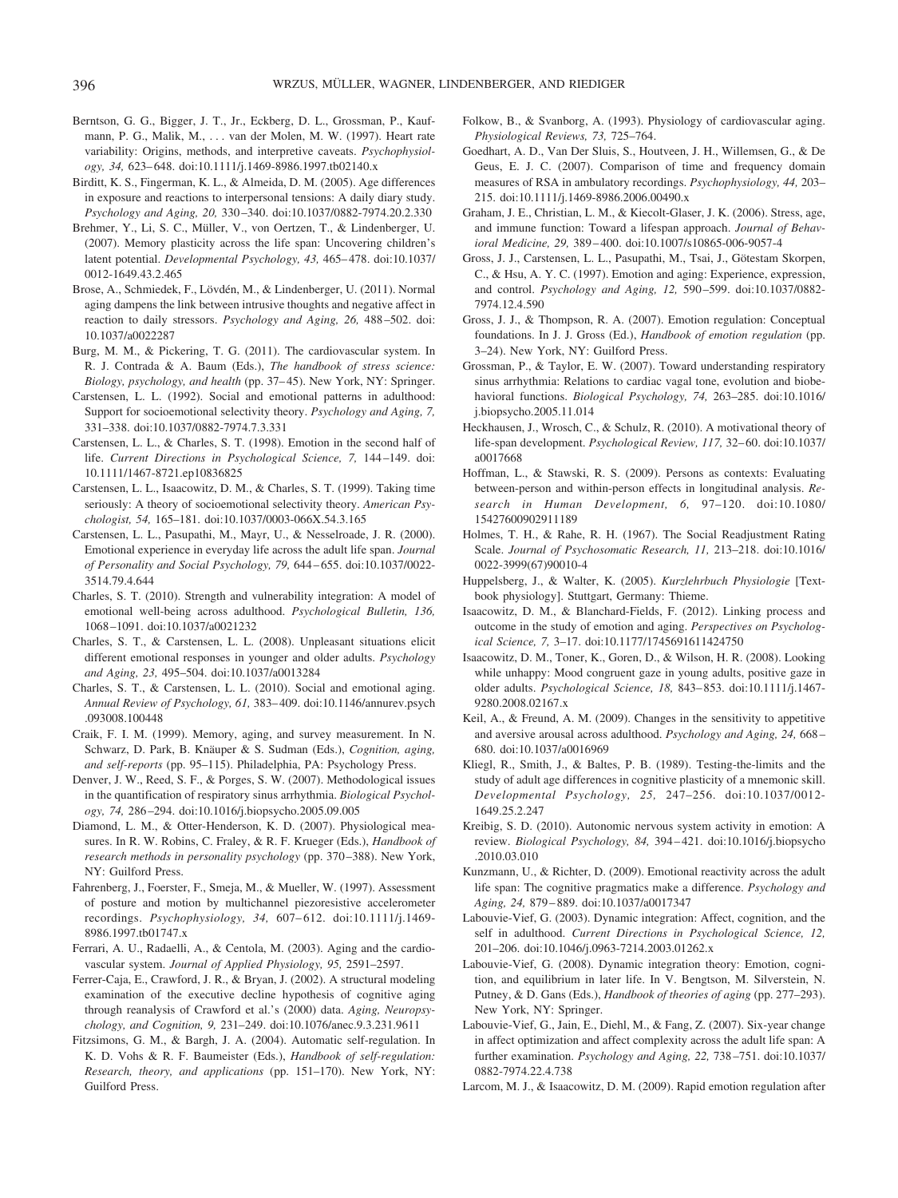Berntson, G. G., Bigger, J. T., Jr., Eckberg, D. L., Grossman, P., Kaufmann, P. G., Malik, M., . . . van der Molen, M. W. (1997). Heart rate variability: Origins, methods, and interpretive caveats. *Psychophysiology, 34,* 623–648. doi:10.1111/j.1469-8986.1997.tb02140.x

Birditt, K. S., Fingerman, K. L., & Almeida, D. M. (2005). Age differences in exposure and reactions to interpersonal tensions: A daily diary study. *Psychology and Aging, 20,* 330–340. doi:10.1037/0882-7974.20.2.330

Brehmer, Y., Li, S. C., Müller, V., von Oertzen, T., & Lindenberger, U. (2007). Memory plasticity across the life span: Uncovering children's latent potential. *Developmental Psychology, 43,* 465–478. doi:10.1037/0012-1649.43.2.465

Brose, A., Schmiedek, F., Lövdén, M., & Lindenberger, U. (2011). Normal aging dampens the link between intrusive thoughts and negative affect in reaction to daily stressors. *Psychology and Aging, 26,* 488–502. doi:10.1037/a0022287

Burg, M. M., & Pickering, T. G. (2011). The cardiovascular system. In R. J. Contrada & A. Baum (Eds.), *The handbook of stress science: Biology, psychology, and health* (pp. 37–45). New York, NY: Springer.

Carstensen, L. L. (1992). Social and emotional patterns in adulthood: Support for socioemotional selectivity theory. *Psychology and Aging, 7,* 331–338. doi:10.1037/0882-7974.7.3.331

Carstensen, L. L., & Charles, S. T. (1998). Emotion in the second half of life. *Current Directions in Psychological Science, 7,* 144–149. doi:10.1111/1467-8721.ep10836825

Carstensen, L. L., Isaacowitz, D. M., & Charles, S. T. (1999). Taking time seriously: A theory of socioemotional selectivity theory. *American Psychologist, 54,* 165–181. doi:10.1037/0003-066X.54.3.165

Carstensen, L. L., Pasupathi, M., Mayr, U., & Nesselroade, J. R. (2000). Emotional experience in everyday life across the adult life span. *Journal of Personality and Social Psychology, 79,* 644–655. doi:10.1037/0022-3514.79.4.644

Charles, S. T. (2010). Strength and vulnerability integration: A model of emotional well-being across adulthood. *Psychological Bulletin, 136,* 1068–1091. doi:10.1037/a0021232

Charles, S. T., & Carstensen, L. L. (2008). Unpleasant situations elicit different emotional responses in younger and older adults. *Psychology and Aging, 23,* 495–504. doi:10.1037/a0013284

Charles, S. T., & Carstensen, L. L. (2010). Social and emotional aging. *Annual Review of Psychology, 61,* 383–409. doi:10.1146/annurev.psych.093008.100448

Craik, F. I. M. (1999). Memory, aging, and survey measurement. In N. Schwarz, D. Park, B. Knäuper & S. Sudman (Eds.), *Cognition, aging, and self-reports* (pp. 95–115). Philadelphia, PA: Psychology Press.

Denver, J. W., Reed, S. F., & Porges, S. W. (2007). Methodological issues in the quantification of respiratory sinus arrhythmia. *Biological Psychology, 74,* 286–294. doi:10.1016/j.biopsycho.2005.09.005

Diamond, L. M., & Otter-Henderson, K. D. (2007). Physiological measures. In R. W. Robins, C. Fraley, & R. F. Krueger (Eds.), *Handbook of research methods in personality psychology* (pp. 370–388). New York, NY: Guilford Press.

Fahrenberg, J., Foerster, F., Smeja, M., & Mueller, W. (1997). Assessment of posture and motion by multichannel piezoresistive accelerometer recordings. *Psychophysiology, 34,* 607–612. doi:10.1111/j.1469-8986.1997.tb01747.x

Ferrari, A. U., Radaelli, A., & Centola, M. (2003). Aging and the cardiovascular system. *Journal of Applied Physiology, 95,* 2591–2597.

Ferrer-Caja, E., Crawford, J. R., & Bryan, J. (2002). A structural modeling examination of the executive decline hypothesis of cognitive aging through reanalysis of Crawford et al.'s (2000) data. *Aging, Neuropsychology, and Cognition, 9,* 231–249. doi:10.1076/anec.9.3.231.9611

Fitzsimons, G. M., & Bargh, J. A. (2004). Automatic self-regulation. In K. D. Vohs & R. F. Baumeister (Eds.), *Handbook of self-regulation: Research, theory, and applications* (pp. 151–170). New York, NY: Guilford Press.

Folkow, B., & Svanborg, A. (1993). Physiology of cardiovascular aging. *Physiological Reviews, 73,* 725–764.

Goedhart, A. D., Van Der Sluis, S., Houtveen, J. H., Willemsen, G., & De Geus, E. J. C. (2007). Comparison of time and frequency domain measures of RSA in ambulatory recordings. *Psychophysiology, 44,* 203–215. doi:10.1111/j.1469-8986.2006.00490.x

Graham, J. E., Christian, L. M., & Kiecolt-Glaser, J. K. (2006). Stress, age, and immune function: Toward a lifespan approach. *Journal of Behavioral Medicine, 29,* 389–400. doi:10.1007/s10865-006-9057-4

Gross, J. J., Carstensen, L. L., Pasupathi, M., Tsai, J., Götestam Skorpen, C., & Hsu, A. Y. C. (1997). Emotion and aging: Experience, expression, and control. *Psychology and Aging, 12,* 590–599. doi:10.1037/0882-7974.12.4.590

Gross, J. J., & Thompson, R. A. (2007). Emotion regulation: Conceptual foundations. In J. J. Gross (Ed.), *Handbook of emotion regulation* (pp. 3–24). New York, NY: Guilford Press.

Grossman, P., & Taylor, E. W. (2007). Toward understanding respiratory sinus arrhythmia: Relations to cardiac vagal tone, evolution and biobehavioral functions. *Biological Psychology, 74,* 263–285. doi:10.1016/j.biopsycho.2005.11.014

Heckhausen, J., Wrosch, C., & Schulz, R. (2010). A motivational theory of life-span development. *Psychological Review, 117,* 32–60. doi:10.1037/a0017668

Hoffman, L., & Stawski, R. S. (2009). Persons as contexts: Evaluating between-person and within-person effects in longitudinal analysis. *Research in Human Development, 6,* 97–120. doi:10.1080/15427600902911189

Holmes, T. H., & Rahe, R. H. (1967). The Social Readjustment Rating Scale. *Journal of Psychosomatic Research, 11,* 213–218. doi:10.1016/0022-3999(67)90010-4

Huppelsberg, J., & Walter, K. (2005). *Kurzlehrbuch Physiologie* [Textbook physiology]. Stuttgart, Germany: Thieme.

Isaacowitz, D. M., & Blanchard-Fields, F. (2012). Linking process and outcome in the study of emotion and aging. *Perspectives on Psychological Science, 7,* 3–17. doi:10.1177/1745691611424750

Isaacowitz, D. M., Toner, K., Goren, D., & Wilson, H. R. (2008). Looking while unhappy: Mood congruent gaze in young adults, positive gaze in older adults. *Psychological Science, 18,* 843–853. doi:10.1111/j.1467-9280.2008.02167.x

Keil, A., & Freund, A. M. (2009). Changes in the sensitivity to appetitive and aversive arousal across adulthood. *Psychology and Aging, 24,* 668–680. doi:10.1037/a0016969

Kliegl, R., Smith, J., & Baltes, P. B. (1989). Testing-the-limits and the study of adult age differences in cognitive plasticity of a mnemonic skill. *Developmental Psychology, 25,* 247–256. doi:10.1037/0012-1649.25.2.247

Kreibig, S. D. (2010). Autonomic nervous system activity in emotion: A review. *Biological Psychology, 84,* 394–421. doi:10.1016/j.biopsycho.2010.03.010

Kunzmann, U., & Richter, D. (2009). Emotional reactivity across the adult life span: The cognitive pragmatics make a difference. *Psychology and Aging, 24,* 879–889. doi:10.1037/a0017347

Labouvie-Vief, G. (2003). Dynamic integration: Affect, cognition, and the self in adulthood. *Current Directions in Psychological Science, 12,* 201–206. doi:10.1046/j.0963-7214.2003.01262.x

Labouvie-Vief, G. (2008). Dynamic integration theory: Emotion, cognition, and equilibrium in later life. In V. Bengtson, M. Silverstein, N. Putney, & D. Gans (Eds.), *Handbook of theories of aging* (pp. 277–293). New York, NY: Springer.

Labouvie-Vief, G., Jain, E., Diehl, M., & Fang, Z. (2007). Six-year change in affect optimization and affect complexity across the adult life span: A further examination. *Psychology and Aging, 22,* 738–751. doi:10.1037/0882-7974.22.4.738

Larcom, M. J., & Isaacowitz, D. M. (2009). Rapid emotion regulation after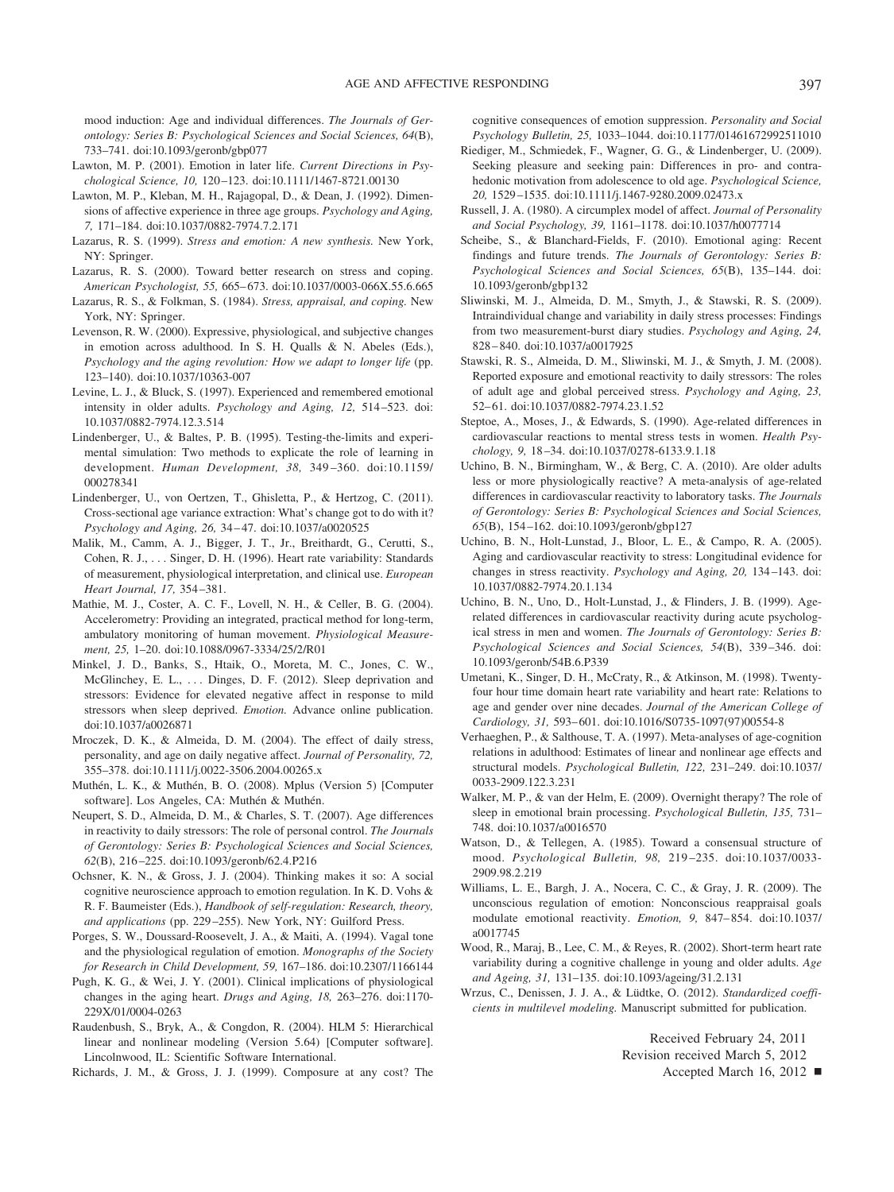mood induction: Age and individual differences. *The Journals of Gerontology: Series B: Psychological Sciences and Social Sciences, 64*(B), 733–741. doi:10.1093/geronb/gbp077

Lawton, M. P. (2001). Emotion in later life. *Current Directions in Psychological Science, 10,* 120–123. doi:10.1111/1467-8721.00130

Lawton, M. P., Kleban, M. H., Rajagopal, D., & Dean, J. (1992). Dimensions of affective experience in three age groups. *Psychology and Aging, 7,* 171–184. doi:10.1037/0882-7974.7.2.171

Lazarus, R. S. (1999). *Stress and emotion: A new synthesis.* New York, NY: Springer.

Lazarus, R. S. (2000). Toward better research on stress and coping. *American Psychologist, 55,* 665–673. doi:10.1037/0003-066X.55.6.665

Lazarus, R. S., & Folkman, S. (1984). *Stress, appraisal, and coping.* New York, NY: Springer.

Levenson, R. W. (2000). Expressive, physiological, and subjective changes in emotion across adulthood. In S. H. Qualls & N. Abeles (Eds.), *Psychology and the aging revolution: How we adapt to longer life* (pp. 123–140). doi:10.1037/10363-007

Levine, L. J., & Bluck, S. (1997). Experienced and remembered emotional intensity in older adults. *Psychology and Aging, 12,* 514–523. doi: 10.1037/0882-7974.12.3.514

Lindenberger, U., & Baltes, P. B. (1995). Testing-the-limits and experimental simulation: Two methods to explicate the role of learning in development. *Human Development, 38,* 349–360. doi:10.1159/000278341

Lindenberger, U., von Oertzen, T., Ghisletta, P., & Hertzog, C. (2011). Cross-sectional age variance extraction: What's change got to do with it? *Psychology and Aging, 26,* 34–47. doi:10.1037/a0020525

Malik, M., Camm, A. J., Bigger, J. T., Jr., Breithardt, G., Cerutti, S., Cohen, R. J., . . . Singer, D. H. (1996). Heart rate variability: Standards of measurement, physiological interpretation, and clinical use. *European Heart Journal, 17,* 354–381.

Mathie, M. J., Coster, A. C. F., Lovell, N. H., & Celler, B. G. (2004). Accelerometry: Providing an integrated, practical method for long-term, ambulatory monitoring of human movement. *Physiological Measurement, 25,* 1–20. doi:10.1088/0967-3334/25/2/R01

Minkel, J. D., Banks, S., Htaik, O., Moreta, M. C., Jones, C. W., McGlinchey, E. L., . . . Dinges, D. F. (2012). Sleep deprivation and stressors: Evidence for elevated negative affect in response to mild stressors when sleep deprived. *Emotion.* Advance online publication. doi:10.1037/a0026871

Mroczek, D. K., & Almeida, D. M. (2004). The effect of daily stress, personality, and age on daily negative affect. *Journal of Personality, 72,* 355–378. doi:10.1111/j.0022-3506.2004.00265.x

Muthén, L. K., & Muthén, B. O. (2008). Mplus (Version 5) [Computer software]. Los Angeles, CA: Muthén & Muthén.

Neupert, S. D., Almeida, D. M., & Charles, S. T. (2007). Age differences in reactivity to daily stressors: The role of personal control. *The Journals of Gerontology: Series B: Psychological Sciences and Social Sciences, 62*(B), 216–225. doi:10.1093/geronb/62.4.P216

Ochsner, K. N., & Gross, J. J. (2004). Thinking makes it so: A social cognitive neuroscience approach to emotion regulation. In K. D. Vohs & R. F. Baumeister (Eds.), *Handbook of self-regulation: Research, theory, and applications* (pp. 229–255). New York, NY: Guilford Press.

Porges, S. W., Doussard-Roosevelt, J. A., & Maiti, A. (1994). Vagal tone and the physiological regulation of emotion. *Monographs of the Society for Research in Child Development, 59,* 167–186. doi:10.2307/1166144

Pugh, K. G., & Wei, J. Y. (2001). Clinical implications of physiological changes in the aging heart. *Drugs and Aging, 18,* 263–276. doi:1170-229X/01/0004-0263

Raudenbush, S., Bryk, A., & Congdon, R. (2004). HLM 5: Hierarchical linear and nonlinear modeling (Version 5.64) [Computer software]. Lincolnwood, IL: Scientific Software International.

Richards, J. M., & Gross, J. J. (1999). Composure at any cost? The cognitive consequences of emotion suppression. *Personality and Social Psychology Bulletin, 25,* 1033–1044. doi:10.1177/01461672992511010

Riediger, M., Schmiedek, F., Wagner, G. G., & Lindenberger, U. (2009). Seeking pleasure and seeking pain: Differences in pro- and contra-hedonic motivation from adolescence to old age. *Psychological Science, 20,* 1529–1535. doi:10.1111/j.1467-9280.2009.02473.x

Russell, J. A. (1980). A circumplex model of affect. *Journal of Personality and Social Psychology, 39,* 1161–1178. doi:10.1037/h0077714

Scheibe, S., & Blanchard-Fields, F. (2010). Emotional aging: Recent findings and future trends. *The Journals of Gerontology: Series B: Psychological Sciences and Social Sciences, 65*(B), 135–144. doi: 10.1093/geronb/gbp132

Sliwinski, M. J., Almeida, D. M., Smyth, J., & Stawski, R. S. (2009). Intraindividual change and variability in daily stress processes: Findings from two measurement-burst diary studies. *Psychology and Aging, 24,* 828–840. doi:10.1037/a0017925

Stawski, R. S., Almeida, D. M., Sliwinski, M. J., & Smyth, J. M. (2008). Reported exposure and emotional reactivity to daily stressors: The roles of adult age and global perceived stress. *Psychology and Aging, 23,* 52–61. doi:10.1037/0882-7974.23.1.52

Steptoe, A., Moses, J., & Edwards, S. (1990). Age-related differences in cardiovascular reactions to mental stress tests in women. *Health Psychology, 9,* 18–34. doi:10.1037/0278-6133.9.1.18

Uchino, B. N., Birmingham, W., & Berg, C. A. (2010). Are older adults less or more physiologically reactive? A meta-analysis of age-related differences in cardiovascular reactivity to laboratory tasks. *The Journals of Gerontology: Series B: Psychological Sciences and Social Sciences, 65*(B), 154–162. doi:10.1093/geronb/gbp127

Uchino, B. N., Holt-Lunstad, J., Bloor, L. E., & Campo, R. A. (2005). Aging and cardiovascular reactivity to stress: Longitudinal evidence for changes in stress reactivity. *Psychology and Aging, 20,* 134–143. doi: 10.1037/0882-7974.20.1.134

Uchino, B. N., Uno, D., Holt-Lunstad, J., & Flinders, J. B. (1999). Age-related differences in cardiovascular reactivity during acute psychological stress in men and women. *The Journals of Gerontology: Series B: Psychological Sciences and Social Sciences, 54*(B), 339–346. doi: 10.1093/geronb/54B.6.P339

Umetani, K., Singer, D. H., McCraty, R., & Atkinson, M. (1998). Twenty-four hour time domain heart rate variability and heart rate: Relations to age and gender over nine decades. *Journal of the American College of Cardiology, 31,* 593–601. doi:10.1016/S0735-1097(97)00554-8

Verhaeghen, P., & Salthouse, T. A. (1997). Meta-analyses of age-cognition relations in adulthood: Estimates of linear and nonlinear age effects and structural models. *Psychological Bulletin, 122,* 231–249. doi:10.1037/0033-2909.122.3.231

Walker, M. P., & van der Helm, E. (2009). Overnight therapy? The role of sleep in emotional brain processing. *Psychological Bulletin, 135,* 731–748. doi:10.1037/a0016570

Watson, D., & Tellegen, A. (1985). Toward a consensual structure of mood. *Psychological Bulletin, 98,* 219–235. doi:10.1037/0033-2909.98.2.219

Williams, L. E., Bargh, J. A., Nocera, C. C., & Gray, J. R. (2009). The unconscious regulation of emotion: Nonconscious reappraisal goals modulate emotional reactivity. *Emotion, 9,* 847–854. doi:10.1037/a0017745

Wood, R., Maraj, B., Lee, C. M., & Reyes, R. (2002). Short-term heart rate variability during a cognitive challenge in young and older adults. *Age and Ageing, 31,* 131–135. doi:10.1093/ageing/31.2.131

Wrzus, C., Denissen, J. J. A., & Lüdtke, O. (2012). *Standardized coefficients in multilevel modeling.* Manuscript submitted for publication.

Received February 24, 2011
Revision received March 5, 2012
Accepted March 16, 2012 ■